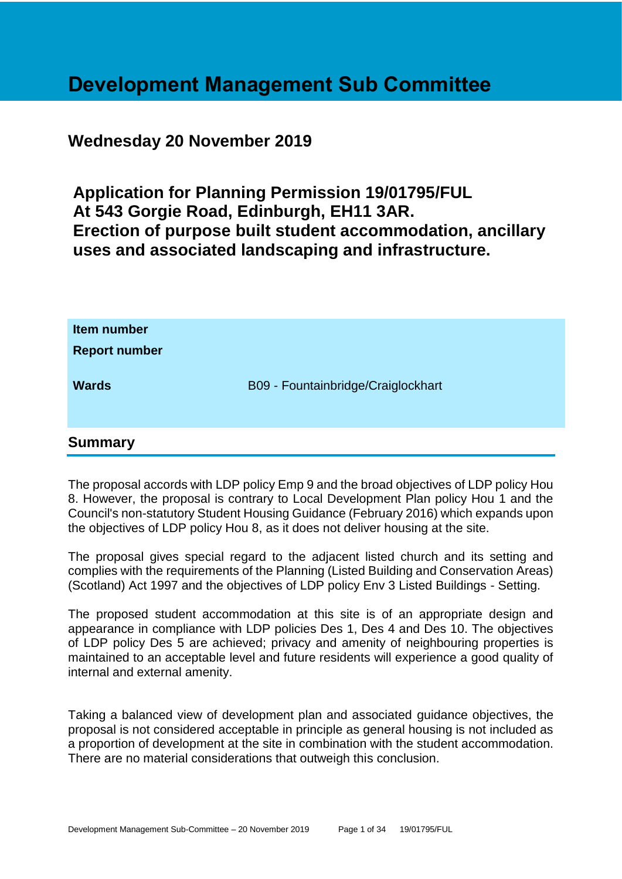# Development Management Sub Committee

## Wednesday 20 November 2019

## Application for Planning Permission 19/01795/FUL At 543 Gorgie Road, Edinburgh, EH11 3AR. Erection of purpose built student accommodation, ancillary uses and associated landscaping and infrastructure.

| | |
|---|---|
| **Item number** | |
| **Report number** | |
| **Wards** | B09 - Fountainbridge/Craiglockhart |

## Summary

The proposal accords with LDP policy Emp 9 and the broad objectives of LDP policy Hou 8. However, the proposal is contrary to Local Development Plan policy Hou 1 and the Council's non-statutory Student Housing Guidance (February 2016) which expands upon the objectives of LDP policy Hou 8, as it does not deliver housing at the site.

The proposal gives special regard to the adjacent listed church and its setting and complies with the requirements of the Planning (Listed Building and Conservation Areas) (Scotland) Act 1997 and the objectives of LDP policy Env 3 Listed Buildings - Setting.

The proposed student accommodation at this site is of an appropriate design and appearance in compliance with LDP policies Des 1, Des 4 and Des 10. The objectives of LDP policy Des 5 are achieved; privacy and amenity of neighbouring properties is maintained to an acceptable level and future residents will experience a good quality of internal and external amenity.

Taking a balanced view of development plan and associated guidance objectives, the proposal is not considered acceptable in principle as general housing is not included as a proportion of development at the site in combination with the student accommodation. There are no material considerations that outweigh this conclusion.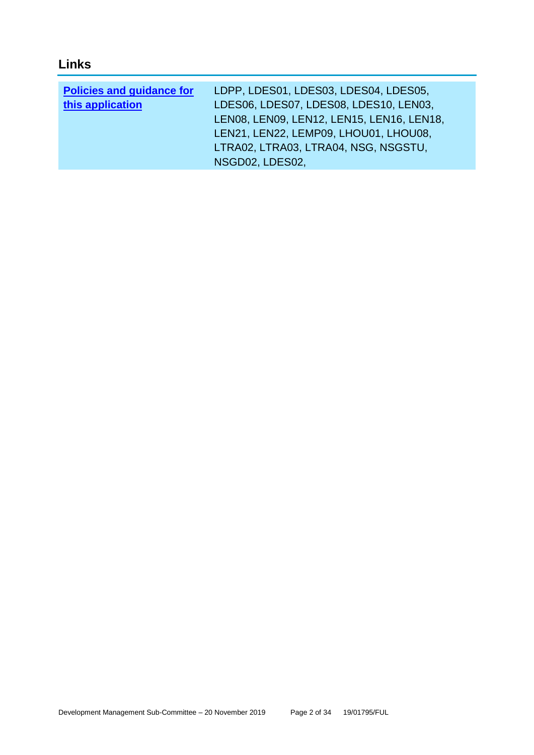## Links

| **Policies and guidance for this application** | LDPP, LDES01, LDES03, LDES04, LDES05, LDES06, LDES07, LDES08, LDES10, LEN03, LEN08, LEN09, LEN12, LEN15, LEN16, LEN18, LEN21, LEN22, LEMP09, LHOU01, LHOU08, LTRA02, LTRA03, LTRA04, NSG, NSGSTU, NSGD02, LDES02, |
|---|---|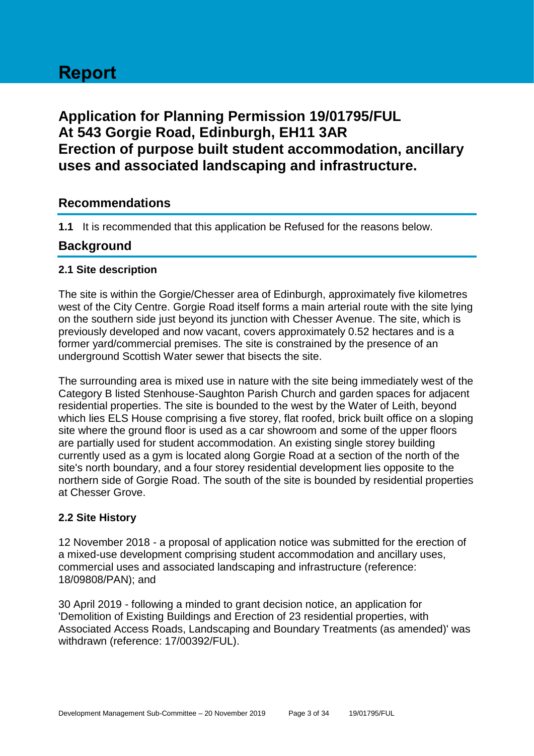# Report

## Application for Planning Permission 19/01795/FUL At 543 Gorgie Road, Edinburgh, EH11 3AR Erection of purpose built student accommodation, ancillary uses and associated landscaping and infrastructure.

## Recommendations

**1.1** It is recommended that this application be Refused for the reasons below.

## Background

### 2.1 Site description

The site is within the Gorgie/Chesser area of Edinburgh, approximately five kilometres west of the City Centre. Gorgie Road itself forms a main arterial route with the site lying on the southern side just beyond its junction with Chesser Avenue. The site, which is previously developed and now vacant, covers approximately 0.52 hectares and is a former yard/commercial premises. The site is constrained by the presence of an underground Scottish Water sewer that bisects the site.

The surrounding area is mixed use in nature with the site being immediately west of the Category B listed Stenhouse-Saughton Parish Church and garden spaces for adjacent residential properties. The site is bounded to the west by the Water of Leith, beyond which lies ELS House comprising a five storey, flat roofed, brick built office on a sloping site where the ground floor is used as a car showroom and some of the upper floors are partially used for student accommodation. An existing single storey building currently used as a gym is located along Gorgie Road at a section of the north of the site's north boundary, and a four storey residential development lies opposite to the northern side of Gorgie Road. The south of the site is bounded by residential properties at Chesser Grove.

### 2.2 Site History

12 November 2018 - a proposal of application notice was submitted for the erection of a mixed-use development comprising student accommodation and ancillary uses, commercial uses and associated landscaping and infrastructure (reference: 18/09808/PAN); and

30 April 2019 - following a minded to grant decision notice, an application for 'Demolition of Existing Buildings and Erection of 23 residential properties, with Associated Access Roads, Landscaping and Boundary Treatments (as amended)' was withdrawn (reference: 17/00392/FUL).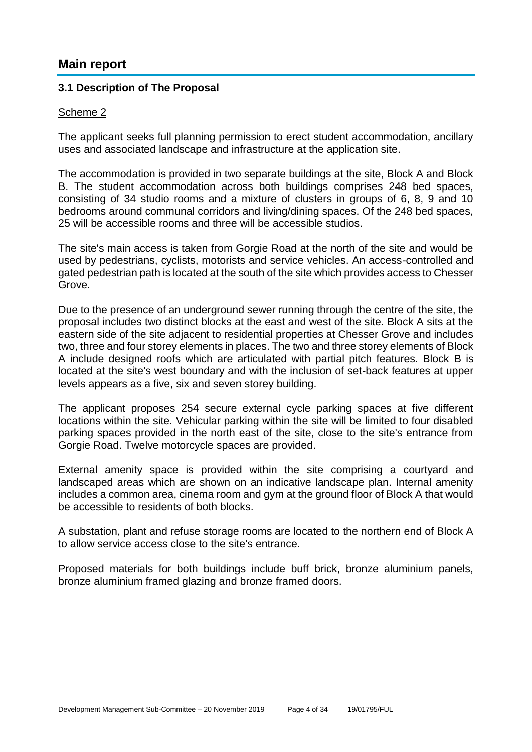# Main report

### 3.1 Description of The Proposal

Scheme 2

The applicant seeks full planning permission to erect student accommodation, ancillary uses and associated landscape and infrastructure at the application site.

The accommodation is provided in two separate buildings at the site, Block A and Block B. The student accommodation across both buildings comprises 248 bed spaces, consisting of 34 studio rooms and a mixture of clusters in groups of 6, 8, 9 and 10 bedrooms around communal corridors and living/dining spaces. Of the 248 bed spaces, 25 will be accessible rooms and three will be accessible studios.

The site's main access is taken from Gorgie Road at the north of the site and would be used by pedestrians, cyclists, motorists and service vehicles. An access-controlled and gated pedestrian path is located at the south of the site which provides access to Chesser Grove.

Due to the presence of an underground sewer running through the centre of the site, the proposal includes two distinct blocks at the east and west of the site. Block A sits at the eastern side of the site adjacent to residential properties at Chesser Grove and includes two, three and four storey elements in places. The two and three storey elements of Block A include designed roofs which are articulated with partial pitch features. Block B is located at the site's west boundary and with the inclusion of set-back features at upper levels appears as a five, six and seven storey building.

The applicant proposes 254 secure external cycle parking spaces at five different locations within the site. Vehicular parking within the site will be limited to four disabled parking spaces provided in the north east of the site, close to the site's entrance from Gorgie Road. Twelve motorcycle spaces are provided.

External amenity space is provided within the site comprising a courtyard and landscaped areas which are shown on an indicative landscape plan. Internal amenity includes a common area, cinema room and gym at the ground floor of Block A that would be accessible to residents of both blocks.

A substation, plant and refuse storage rooms are located to the northern end of Block A to allow service access close to the site's entrance.

Proposed materials for both buildings include buff brick, bronze aluminium panels, bronze aluminium framed glazing and bronze framed doors.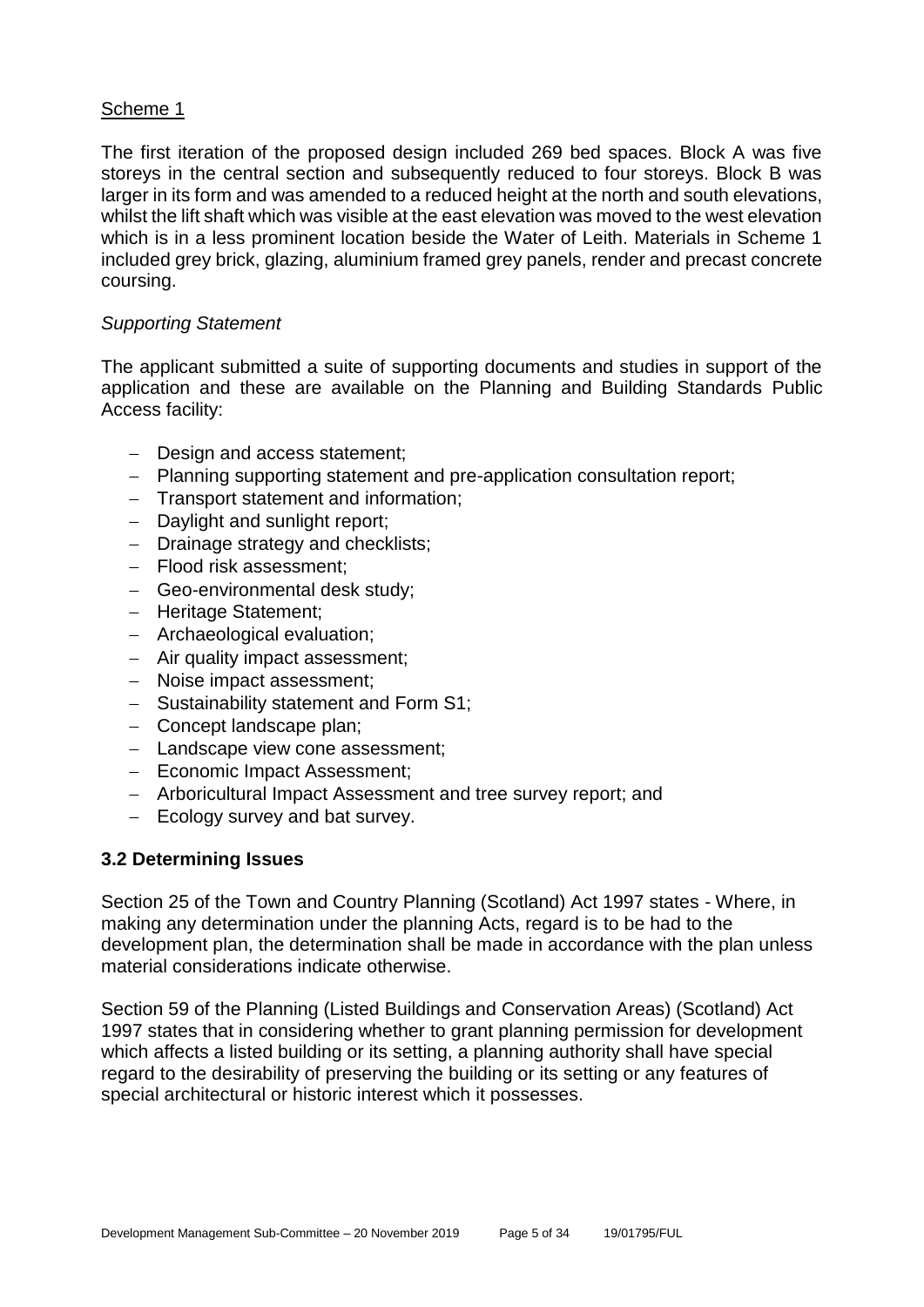Scheme 1

The first iteration of the proposed design included 269 bed spaces. Block A was five storeys in the central section and subsequently reduced to four storeys. Block B was larger in its form and was amended to a reduced height at the north and south elevations, whilst the lift shaft which was visible at the east elevation was moved to the west elevation which is in a less prominent location beside the Water of Leith. Materials in Scheme 1 included grey brick, glazing, aluminium framed grey panels, render and precast concrete coursing.

*Supporting Statement*

The applicant submitted a suite of supporting documents and studies in support of the application and these are available on the Planning and Building Standards Public Access facility:

- Design and access statement;
- Planning supporting statement and pre-application consultation report;
- Transport statement and information;
- Daylight and sunlight report;
- Drainage strategy and checklists;
- Flood risk assessment;
- Geo-environmental desk study;
- Heritage Statement;
- Archaeological evaluation;
- Air quality impact assessment;
- Noise impact assessment;
- Sustainability statement and Form S1;
- Concept landscape plan;
- Landscape view cone assessment;
- Economic Impact Assessment;
- Arboricultural Impact Assessment and tree survey report; and
- Ecology survey and bat survey.

### 3.2 Determining Issues

Section 25 of the Town and Country Planning (Scotland) Act 1997 states - Where, in making any determination under the planning Acts, regard is to be had to the development plan, the determination shall be made in accordance with the plan unless material considerations indicate otherwise.

Section 59 of the Planning (Listed Buildings and Conservation Areas) (Scotland) Act 1997 states that in considering whether to grant planning permission for development which affects a listed building or its setting, a planning authority shall have special regard to the desirability of preserving the building or its setting or any features of special architectural or historic interest which it possesses.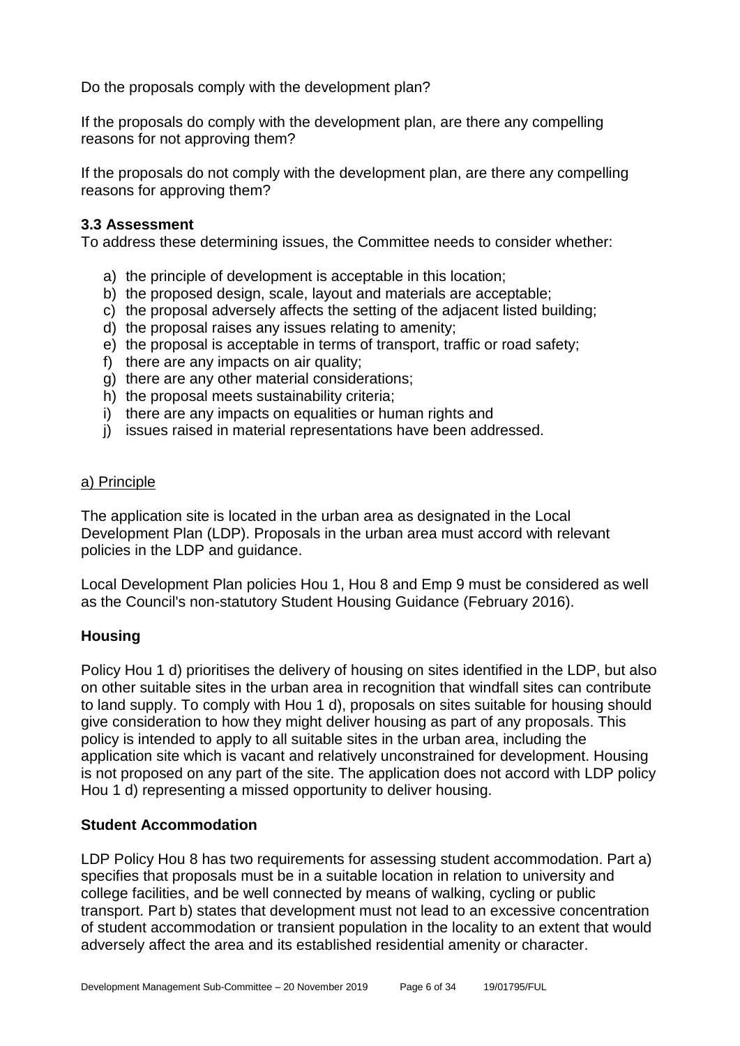Do the proposals comply with the development plan?

If the proposals do comply with the development plan, are there any compelling reasons for not approving them?

If the proposals do not comply with the development plan, are there any compelling reasons for approving them?

### 3.3 Assessment

To address these determining issues, the Committee needs to consider whether:

a) the principle of development is acceptable in this location;
b) the proposed design, scale, layout and materials are acceptable;
c) the proposal adversely affects the setting of the adjacent listed building;
d) the proposal raises any issues relating to amenity;
e) the proposal is acceptable in terms of transport, traffic or road safety;
f) there are any impacts on air quality;
g) there are any other material considerations;
h) the proposal meets sustainability criteria;
i) there are any impacts on equalities or human rights and
j) issues raised in material representations have been addressed.

a) Principle

The application site is located in the urban area as designated in the Local Development Plan (LDP). Proposals in the urban area must accord with relevant policies in the LDP and guidance.

Local Development Plan policies Hou 1, Hou 8 and Emp 9 must be considered as well as the Council's non-statutory Student Housing Guidance (February 2016).

**Housing**

Policy Hou 1 d) prioritises the delivery of housing on sites identified in the LDP, but also on other suitable sites in the urban area in recognition that windfall sites can contribute to land supply. To comply with Hou 1 d), proposals on sites suitable for housing should give consideration to how they might deliver housing as part of any proposals. This policy is intended to apply to all suitable sites in the urban area, including the application site which is vacant and relatively unconstrained for development. Housing is not proposed on any part of the site. The application does not accord with LDP policy Hou 1 d) representing a missed opportunity to deliver housing.

**Student Accommodation**

LDP Policy Hou 8 has two requirements for assessing student accommodation. Part a) specifies that proposals must be in a suitable location in relation to university and college facilities, and be well connected by means of walking, cycling or public transport. Part b) states that development must not lead to an excessive concentration of student accommodation or transient population in the locality to an extent that would adversely affect the area and its established residential amenity or character.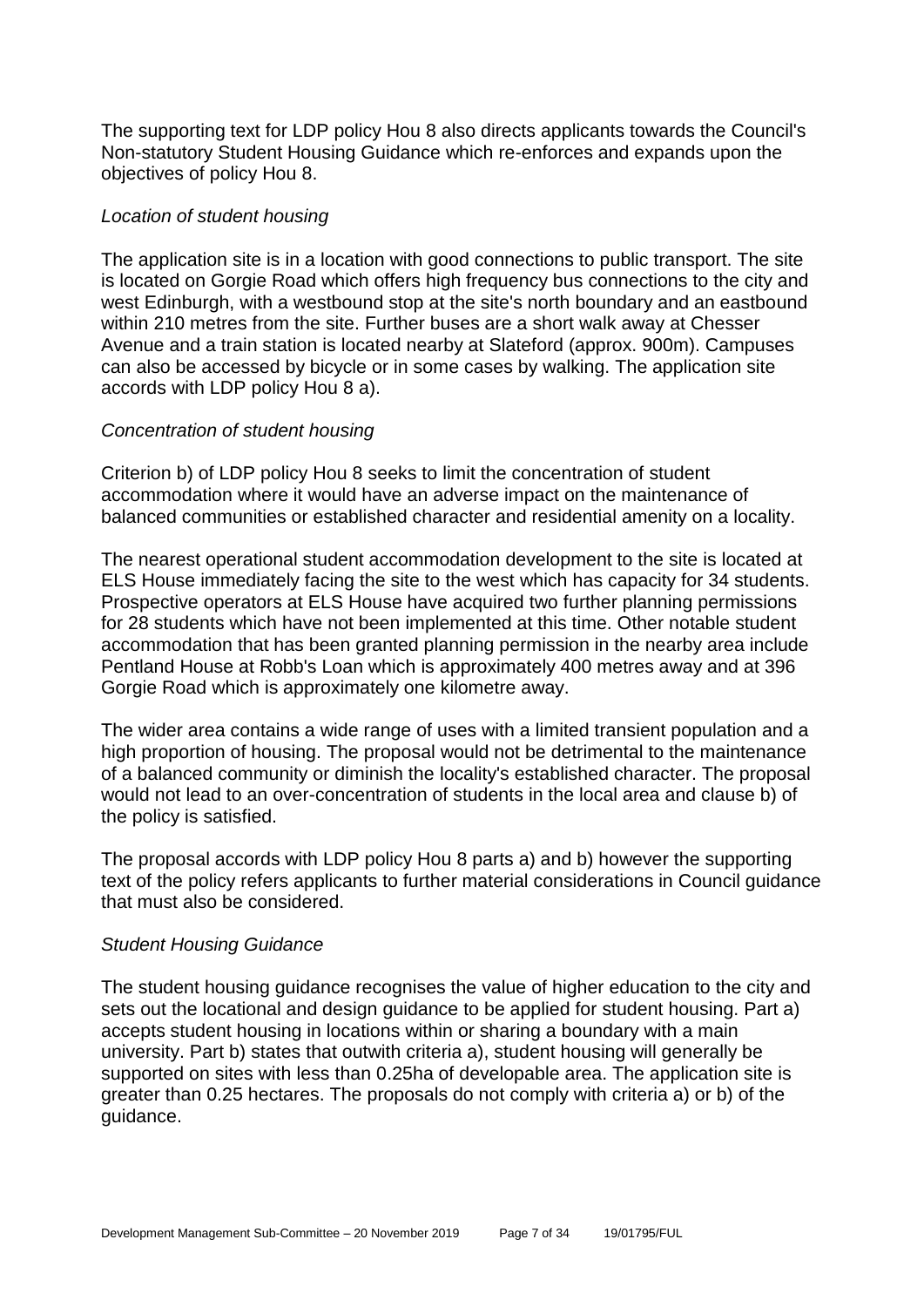The supporting text for LDP policy Hou 8 also directs applicants towards the Council's Non-statutory Student Housing Guidance which re-enforces and expands upon the objectives of policy Hou 8.

*Location of student housing*

The application site is in a location with good connections to public transport. The site is located on Gorgie Road which offers high frequency bus connections to the city and west Edinburgh, with a westbound stop at the site's north boundary and an eastbound within 210 metres from the site. Further buses are a short walk away at Chesser Avenue and a train station is located nearby at Slateford (approx. 900m). Campuses can also be accessed by bicycle or in some cases by walking. The application site accords with LDP policy Hou 8 a).

*Concentration of student housing*

Criterion b) of LDP policy Hou 8 seeks to limit the concentration of student accommodation where it would have an adverse impact on the maintenance of balanced communities or established character and residential amenity on a locality.

The nearest operational student accommodation development to the site is located at ELS House immediately facing the site to the west which has capacity for 34 students. Prospective operators at ELS House have acquired two further planning permissions for 28 students which have not been implemented at this time. Other notable student accommodation that has been granted planning permission in the nearby area include Pentland House at Robb's Loan which is approximately 400 metres away and at 396 Gorgie Road which is approximately one kilometre away.

The wider area contains a wide range of uses with a limited transient population and a high proportion of housing. The proposal would not be detrimental to the maintenance of a balanced community or diminish the locality's established character. The proposal would not lead to an over-concentration of students in the local area and clause b) of the policy is satisfied.

The proposal accords with LDP policy Hou 8 parts a) and b) however the supporting text of the policy refers applicants to further material considerations in Council guidance that must also be considered.

*Student Housing Guidance*

The student housing guidance recognises the value of higher education to the city and sets out the locational and design guidance to be applied for student housing. Part a) accepts student housing in locations within or sharing a boundary with a main university. Part b) states that outwith criteria a), student housing will generally be supported on sites with less than 0.25ha of developable area. The application site is greater than 0.25 hectares. The proposals do not comply with criteria a) or b) of the guidance.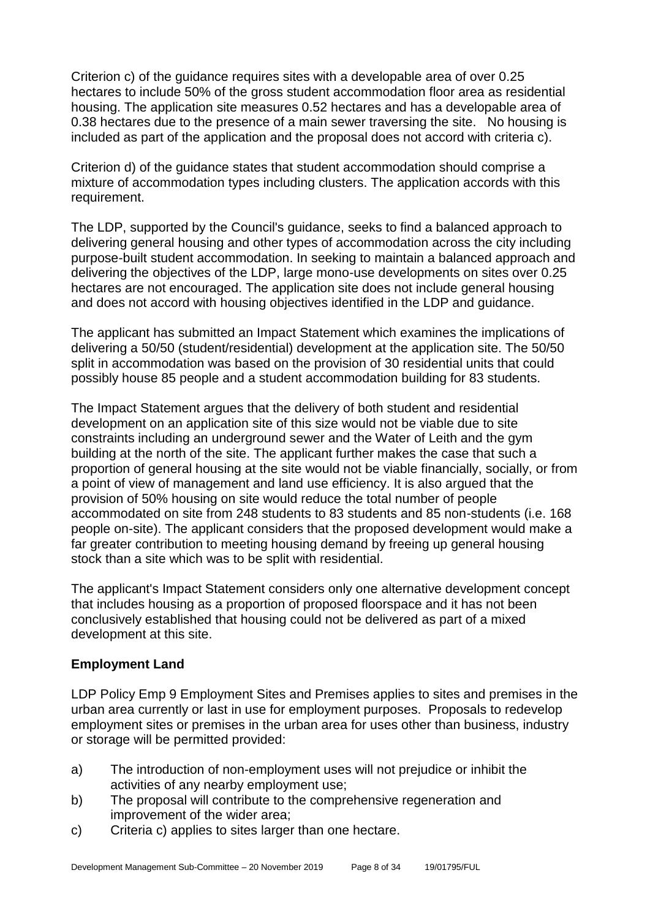Criterion c) of the guidance requires sites with a developable area of over 0.25 hectares to include 50% of the gross student accommodation floor area as residential housing. The application site measures 0.52 hectares and has a developable area of 0.38 hectares due to the presence of a main sewer traversing the site. No housing is included as part of the application and the proposal does not accord with criteria c).

Criterion d) of the guidance states that student accommodation should comprise a mixture of accommodation types including clusters. The application accords with this requirement.

The LDP, supported by the Council's guidance, seeks to find a balanced approach to delivering general housing and other types of accommodation across the city including purpose-built student accommodation. In seeking to maintain a balanced approach and delivering the objectives of the LDP, large mono-use developments on sites over 0.25 hectares are not encouraged. The application site does not include general housing and does not accord with housing objectives identified in the LDP and guidance.

The applicant has submitted an Impact Statement which examines the implications of delivering a 50/50 (student/residential) development at the application site. The 50/50 split in accommodation was based on the provision of 30 residential units that could possibly house 85 people and a student accommodation building for 83 students.

The Impact Statement argues that the delivery of both student and residential development on an application site of this size would not be viable due to site constraints including an underground sewer and the Water of Leith and the gym building at the north of the site. The applicant further makes the case that such a proportion of general housing at the site would not be viable financially, socially, or from a point of view of management and land use efficiency. It is also argued that the provision of 50% housing on site would reduce the total number of people accommodated on site from 248 students to 83 students and 85 non-students (i.e. 168 people on-site). The applicant considers that the proposed development would make a far greater contribution to meeting housing demand by freeing up general housing stock than a site which was to be split with residential.

The applicant's Impact Statement considers only one alternative development concept that includes housing as a proportion of proposed floorspace and it has not been conclusively established that housing could not be delivered as part of a mixed development at this site.

## Employment Land

LDP Policy Emp 9 Employment Sites and Premises applies to sites and premises in the urban area currently or last in use for employment purposes. Proposals to redevelop employment sites or premises in the urban area for uses other than business, industry or storage will be permitted provided:

a) The introduction of non-employment uses will not prejudice or inhibit the activities of any nearby employment use;
b) The proposal will contribute to the comprehensive regeneration and improvement of the wider area;
c) Criteria c) applies to sites larger than one hectare.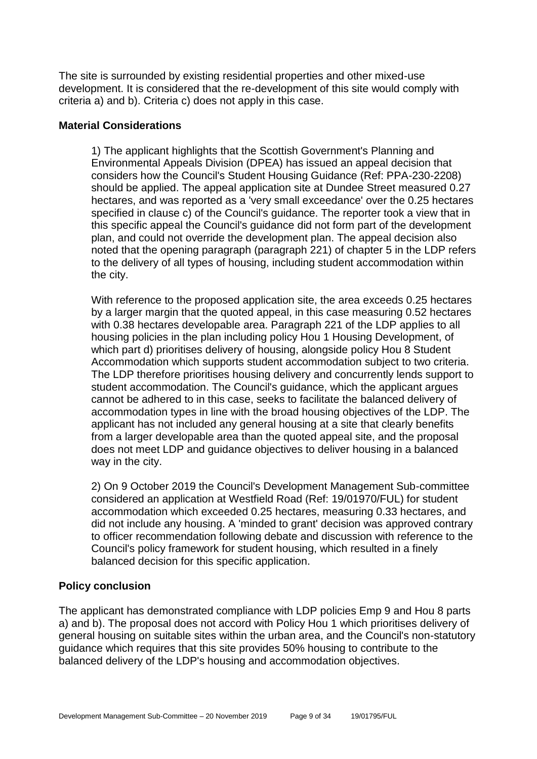The site is surrounded by existing residential properties and other mixed-use development. It is considered that the re-development of this site would comply with criteria a) and b). Criteria c) does not apply in this case.

### Material Considerations

1) The applicant highlights that the Scottish Government's Planning and Environmental Appeals Division (DPEA) has issued an appeal decision that considers how the Council's Student Housing Guidance (Ref: PPA-230-2208) should be applied. The appeal application site at Dundee Street measured 0.27 hectares, and was reported as a 'very small exceedance' over the 0.25 hectares specified in clause c) of the Council's guidance. The reporter took a view that in this specific appeal the Council's guidance did not form part of the development plan, and could not override the development plan. The appeal decision also noted that the opening paragraph (paragraph 221) of chapter 5 in the LDP refers to the delivery of all types of housing, including student accommodation within the city.

With reference to the proposed application site, the area exceeds 0.25 hectares by a larger margin that the quoted appeal, in this case measuring 0.52 hectares with 0.38 hectares developable area. Paragraph 221 of the LDP applies to all housing policies in the plan including policy Hou 1 Housing Development, of which part d) prioritises delivery of housing, alongside policy Hou 8 Student Accommodation which supports student accommodation subject to two criteria. The LDP therefore prioritises housing delivery and concurrently lends support to student accommodation. The Council's guidance, which the applicant argues cannot be adhered to in this case, seeks to facilitate the balanced delivery of accommodation types in line with the broad housing objectives of the LDP. The applicant has not included any general housing at a site that clearly benefits from a larger developable area than the quoted appeal site, and the proposal does not meet LDP and guidance objectives to deliver housing in a balanced way in the city.

2) On 9 October 2019 the Council's Development Management Sub-committee considered an application at Westfield Road (Ref: 19/01970/FUL) for student accommodation which exceeded 0.25 hectares, measuring 0.33 hectares, and did not include any housing. A 'minded to grant' decision was approved contrary to officer recommendation following debate and discussion with reference to the Council's policy framework for student housing, which resulted in a finely balanced decision for this specific application.

### Policy conclusion

The applicant has demonstrated compliance with LDP policies Emp 9 and Hou 8 parts a) and b). The proposal does not accord with Policy Hou 1 which prioritises delivery of general housing on suitable sites within the urban area, and the Council's non-statutory guidance which requires that this site provides 50% housing to contribute to the balanced delivery of the LDP's housing and accommodation objectives.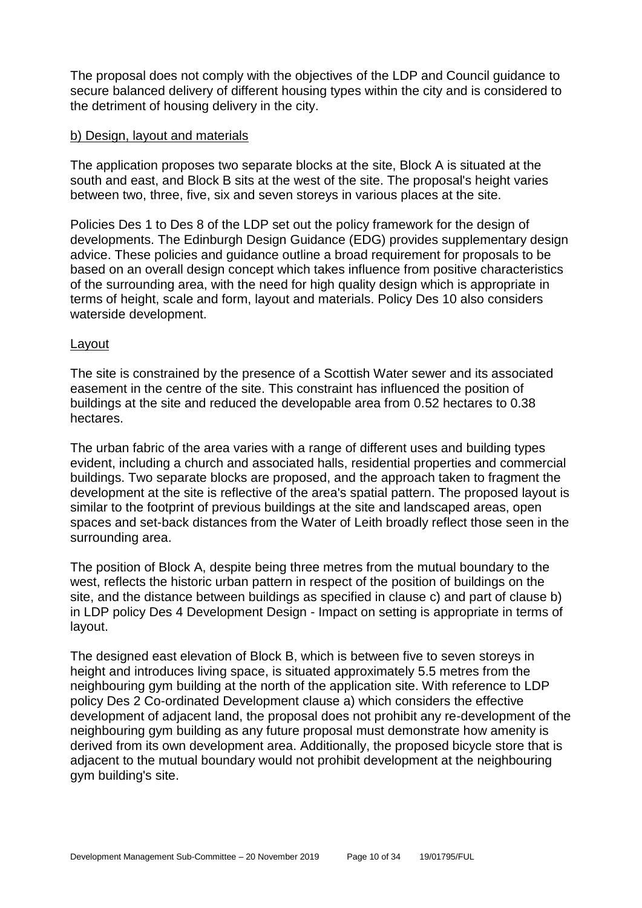The proposal does not comply with the objectives of the LDP and Council guidance to secure balanced delivery of different housing types within the city and is considered to the detriment of housing delivery in the city.

### b) Design, layout and materials

The application proposes two separate blocks at the site, Block A is situated at the south and east, and Block B sits at the west of the site. The proposal's height varies between two, three, five, six and seven storeys in various places at the site.

Policies Des 1 to Des 8 of the LDP set out the policy framework for the design of developments. The Edinburgh Design Guidance (EDG) provides supplementary design advice. These policies and guidance outline a broad requirement for proposals to be based on an overall design concept which takes influence from positive characteristics of the surrounding area, with the need for high quality design which is appropriate in terms of height, scale and form, layout and materials. Policy Des 10 also considers waterside development.

#### Layout

The site is constrained by the presence of a Scottish Water sewer and its associated easement in the centre of the site. This constraint has influenced the position of buildings at the site and reduced the developable area from 0.52 hectares to 0.38 hectares.

The urban fabric of the area varies with a range of different uses and building types evident, including a church and associated halls, residential properties and commercial buildings. Two separate blocks are proposed, and the approach taken to fragment the development at the site is reflective of the area's spatial pattern. The proposed layout is similar to the footprint of previous buildings at the site and landscaped areas, open spaces and set-back distances from the Water of Leith broadly reflect those seen in the surrounding area.

The position of Block A, despite being three metres from the mutual boundary to the west, reflects the historic urban pattern in respect of the position of buildings on the site, and the distance between buildings as specified in clause c) and part of clause b) in LDP policy Des 4 Development Design - Impact on setting is appropriate in terms of layout.

The designed east elevation of Block B, which is between five to seven storeys in height and introduces living space, is situated approximately 5.5 metres from the neighbouring gym building at the north of the application site. With reference to LDP policy Des 2 Co-ordinated Development clause a) which considers the effective development of adjacent land, the proposal does not prohibit any re-development of the neighbouring gym building as any future proposal must demonstrate how amenity is derived from its own development area. Additionally, the proposed bicycle store that is adjacent to the mutual boundary would not prohibit development at the neighbouring gym building's site.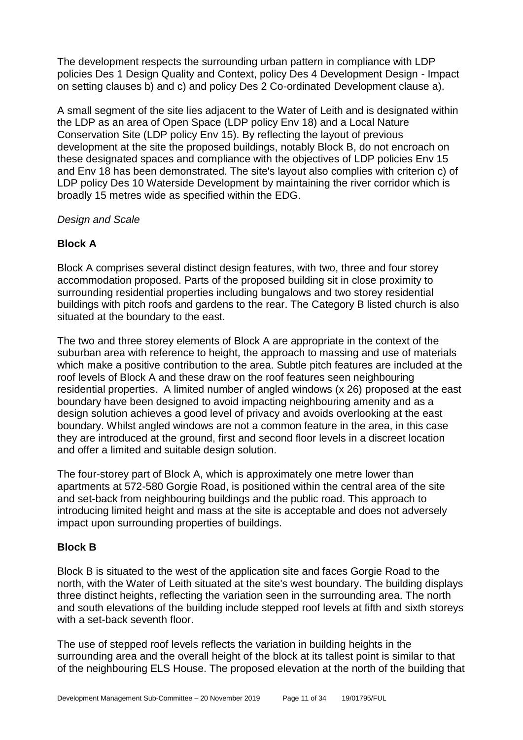The development respects the surrounding urban pattern in compliance with LDP policies Des 1 Design Quality and Context, policy Des 4 Development Design - Impact on setting clauses b) and c) and policy Des 2 Co-ordinated Development clause a).

A small segment of the site lies adjacent to the Water of Leith and is designated within the LDP as an area of Open Space (LDP policy Env 18) and a Local Nature Conservation Site (LDP policy Env 15). By reflecting the layout of previous development at the site the proposed buildings, notably Block B, do not encroach on these designated spaces and compliance with the objectives of LDP policies Env 15 and Env 18 has been demonstrated. The site's layout also complies with criterion c) of LDP policy Des 10 Waterside Development by maintaining the river corridor which is broadly 15 metres wide as specified within the EDG.

*Design and Scale*

**Block A**

Block A comprises several distinct design features, with two, three and four storey accommodation proposed. Parts of the proposed building sit in close proximity to surrounding residential properties including bungalows and two storey residential buildings with pitch roofs and gardens to the rear. The Category B listed church is also situated at the boundary to the east.

The two and three storey elements of Block A are appropriate in the context of the suburban area with reference to height, the approach to massing and use of materials which make a positive contribution to the area. Subtle pitch features are included at the roof levels of Block A and these draw on the roof features seen neighbouring residential properties. A limited number of angled windows (x 26) proposed at the east boundary have been designed to avoid impacting neighbouring amenity and as a design solution achieves a good level of privacy and avoids overlooking at the east boundary. Whilst angled windows are not a common feature in the area, in this case they are introduced at the ground, first and second floor levels in a discreet location and offer a limited and suitable design solution.

The four-storey part of Block A, which is approximately one metre lower than apartments at 572-580 Gorgie Road, is positioned within the central area of the site and set-back from neighbouring buildings and the public road. This approach to introducing limited height and mass at the site is acceptable and does not adversely impact upon surrounding properties of buildings.

**Block B**

Block B is situated to the west of the application site and faces Gorgie Road to the north, with the Water of Leith situated at the site's west boundary. The building displays three distinct heights, reflecting the variation seen in the surrounding area. The north and south elevations of the building include stepped roof levels at fifth and sixth storeys with a set-back seventh floor.

The use of stepped roof levels reflects the variation in building heights in the surrounding area and the overall height of the block at its tallest point is similar to that of the neighbouring ELS House. The proposed elevation at the north of the building that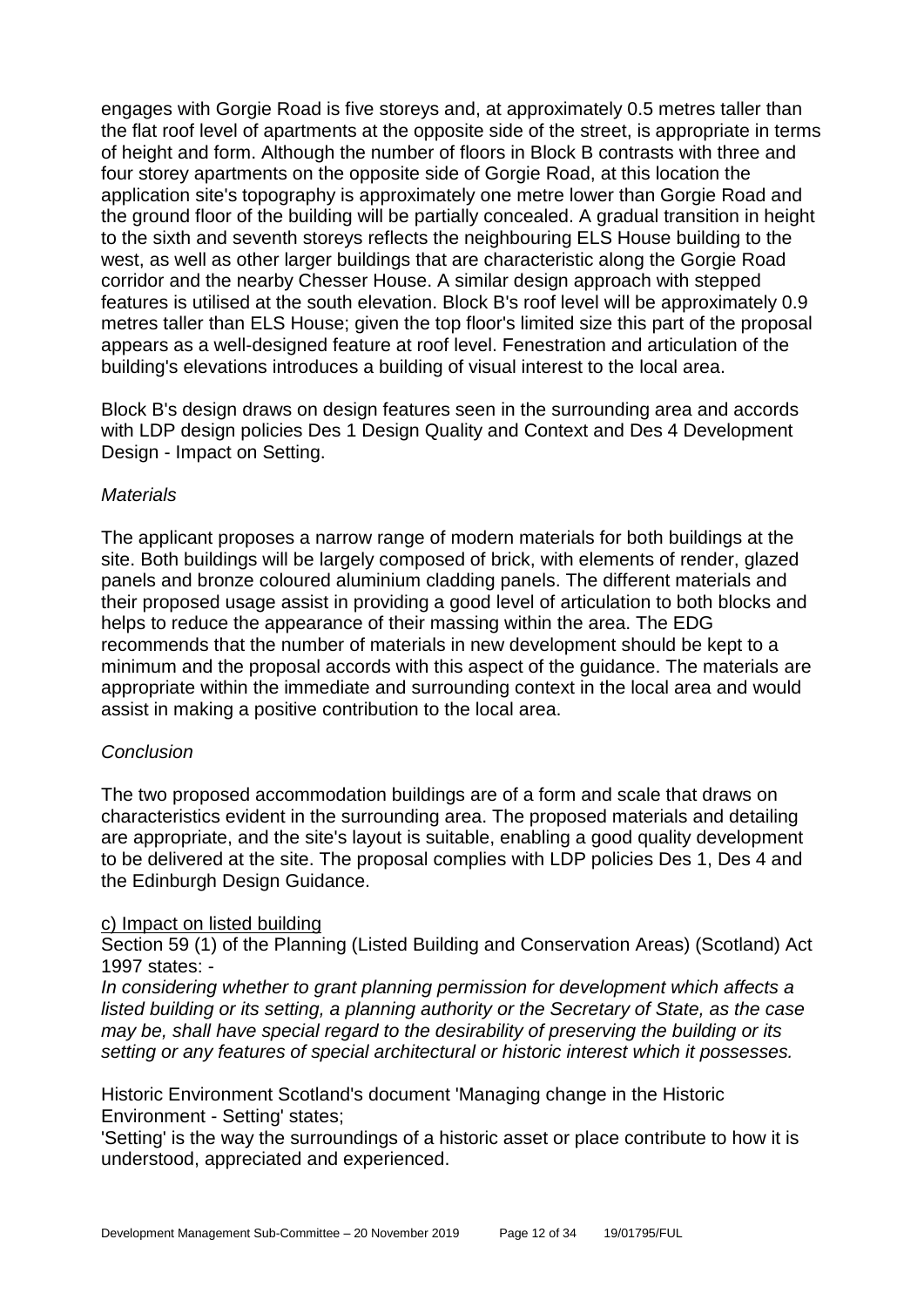engages with Gorgie Road is five storeys and, at approximately 0.5 metres taller than the flat roof level of apartments at the opposite side of the street, is appropriate in terms of height and form. Although the number of floors in Block B contrasts with three and four storey apartments on the opposite side of Gorgie Road, at this location the application site's topography is approximately one metre lower than Gorgie Road and the ground floor of the building will be partially concealed. A gradual transition in height to the sixth and seventh storeys reflects the neighbouring ELS House building to the west, as well as other larger buildings that are characteristic along the Gorgie Road corridor and the nearby Chesser House. A similar design approach with stepped features is utilised at the south elevation. Block B's roof level will be approximately 0.9 metres taller than ELS House; given the top floor's limited size this part of the proposal appears as a well-designed feature at roof level. Fenestration and articulation of the building's elevations introduces a building of visual interest to the local area.

Block B's design draws on design features seen in the surrounding area and accords with LDP design policies Des 1 Design Quality and Context and Des 4 Development Design - Impact on Setting.

*Materials*

The applicant proposes a narrow range of modern materials for both buildings at the site. Both buildings will be largely composed of brick, with elements of render, glazed panels and bronze coloured aluminium cladding panels. The different materials and their proposed usage assist in providing a good level of articulation to both blocks and helps to reduce the appearance of their massing within the area. The EDG recommends that the number of materials in new development should be kept to a minimum and the proposal accords with this aspect of the guidance. The materials are appropriate within the immediate and surrounding context in the local area and would assist in making a positive contribution to the local area.

*Conclusion*

The two proposed accommodation buildings are of a form and scale that draws on characteristics evident in the surrounding area. The proposed materials and detailing are appropriate, and the site's layout is suitable, enabling a good quality development to be delivered at the site. The proposal complies with LDP policies Des 1, Des 4 and the Edinburgh Design Guidance.

c) Impact on listed building

Section 59 (1) of the Planning (Listed Building and Conservation Areas) (Scotland) Act 1997 states: -

*In considering whether to grant planning permission for development which affects a listed building or its setting, a planning authority or the Secretary of State, as the case may be, shall have special regard to the desirability of preserving the building or its setting or any features of special architectural or historic interest which it possesses.*

Historic Environment Scotland's document 'Managing change in the Historic Environment - Setting' states;

'Setting' is the way the surroundings of a historic asset or place contribute to how it is understood, appreciated and experienced.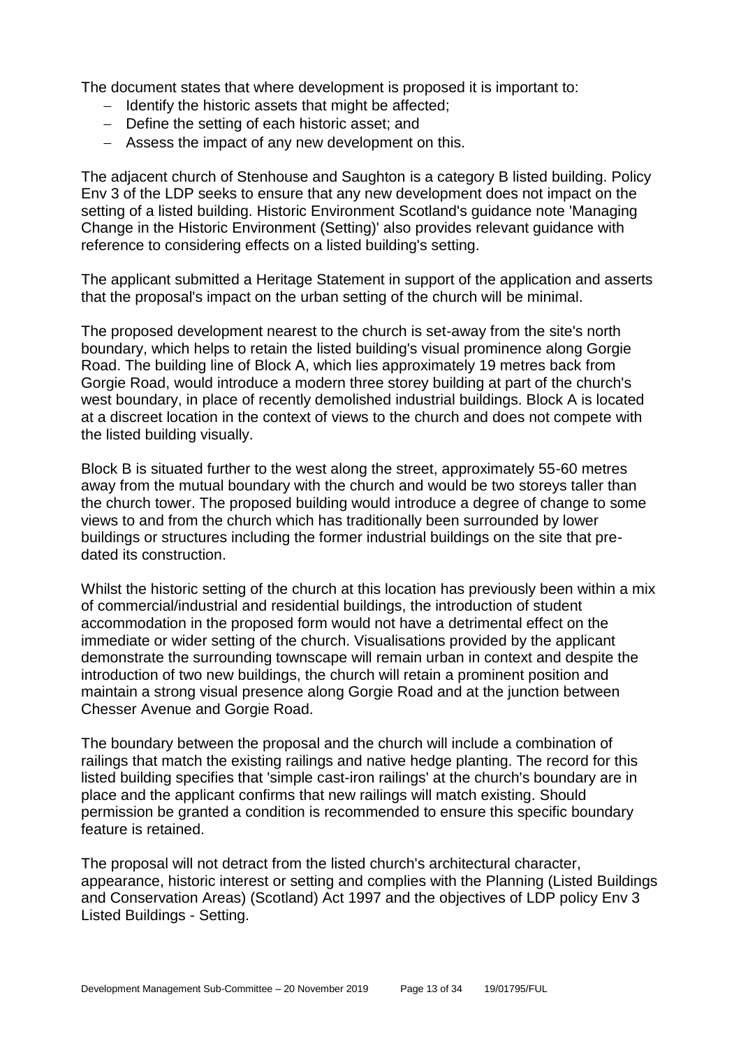The document states that where development is proposed it is important to:

- Identify the historic assets that might be affected;
- Define the setting of each historic asset; and
- Assess the impact of any new development on this.

The adjacent church of Stenhouse and Saughton is a category B listed building. Policy Env 3 of the LDP seeks to ensure that any new development does not impact on the setting of a listed building. Historic Environment Scotland's guidance note 'Managing Change in the Historic Environment (Setting)' also provides relevant guidance with reference to considering effects on a listed building's setting.

The applicant submitted a Heritage Statement in support of the application and asserts that the proposal's impact on the urban setting of the church will be minimal.

The proposed development nearest to the church is set-away from the site's north boundary, which helps to retain the listed building's visual prominence along Gorgie Road. The building line of Block A, which lies approximately 19 metres back from Gorgie Road, would introduce a modern three storey building at part of the church's west boundary, in place of recently demolished industrial buildings. Block A is located at a discreet location in the context of views to the church and does not compete with the listed building visually.

Block B is situated further to the west along the street, approximately 55-60 metres away from the mutual boundary with the church and would be two storeys taller than the church tower. The proposed building would introduce a degree of change to some views to and from the church which has traditionally been surrounded by lower buildings or structures including the former industrial buildings on the site that pre-dated its construction.

Whilst the historic setting of the church at this location has previously been within a mix of commercial/industrial and residential buildings, the introduction of student accommodation in the proposed form would not have a detrimental effect on the immediate or wider setting of the church. Visualisations provided by the applicant demonstrate the surrounding townscape will remain urban in context and despite the introduction of two new buildings, the church will retain a prominent position and maintain a strong visual presence along Gorgie Road and at the junction between Chesser Avenue and Gorgie Road.

The boundary between the proposal and the church will include a combination of railings that match the existing railings and native hedge planting. The record for this listed building specifies that 'simple cast-iron railings' at the church's boundary are in place and the applicant confirms that new railings will match existing. Should permission be granted a condition is recommended to ensure this specific boundary feature is retained.

The proposal will not detract from the listed church's architectural character, appearance, historic interest or setting and complies with the Planning (Listed Buildings and Conservation Areas) (Scotland) Act 1997 and the objectives of LDP policy Env 3 Listed Buildings - Setting.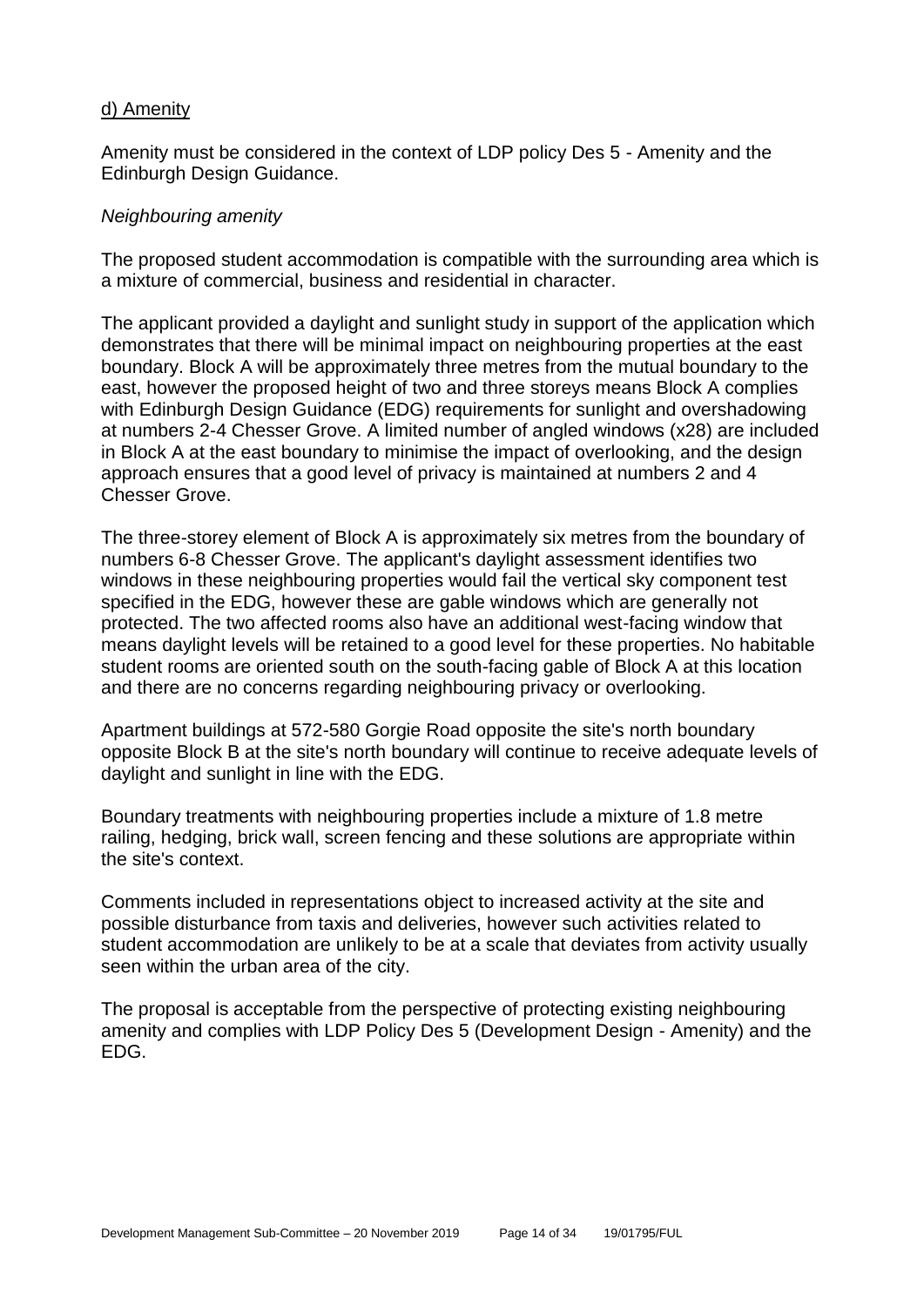d) Amenity

Amenity must be considered in the context of LDP policy Des 5 - Amenity and the Edinburgh Design Guidance.

*Neighbouring amenity*

The proposed student accommodation is compatible with the surrounding area which is a mixture of commercial, business and residential in character.

The applicant provided a daylight and sunlight study in support of the application which demonstrates that there will be minimal impact on neighbouring properties at the east boundary. Block A will be approximately three metres from the mutual boundary to the east, however the proposed height of two and three storeys means Block A complies with Edinburgh Design Guidance (EDG) requirements for sunlight and overshadowing at numbers 2-4 Chesser Grove. A limited number of angled windows (x28) are included in Block A at the east boundary to minimise the impact of overlooking, and the design approach ensures that a good level of privacy is maintained at numbers 2 and 4 Chesser Grove.

The three-storey element of Block A is approximately six metres from the boundary of numbers 6-8 Chesser Grove. The applicant's daylight assessment identifies two windows in these neighbouring properties would fail the vertical sky component test specified in the EDG, however these are gable windows which are generally not protected. The two affected rooms also have an additional west-facing window that means daylight levels will be retained to a good level for these properties. No habitable student rooms are oriented south on the south-facing gable of Block A at this location and there are no concerns regarding neighbouring privacy or overlooking.

Apartment buildings at 572-580 Gorgie Road opposite the site's north boundary opposite Block B at the site's north boundary will continue to receive adequate levels of daylight and sunlight in line with the EDG.

Boundary treatments with neighbouring properties include a mixture of 1.8 metre railing, hedging, brick wall, screen fencing and these solutions are appropriate within the site's context.

Comments included in representations object to increased activity at the site and possible disturbance from taxis and deliveries, however such activities related to student accommodation are unlikely to be at a scale that deviates from activity usually seen within the urban area of the city.

The proposal is acceptable from the perspective of protecting existing neighbouring amenity and complies with LDP Policy Des 5 (Development Design - Amenity) and the EDG.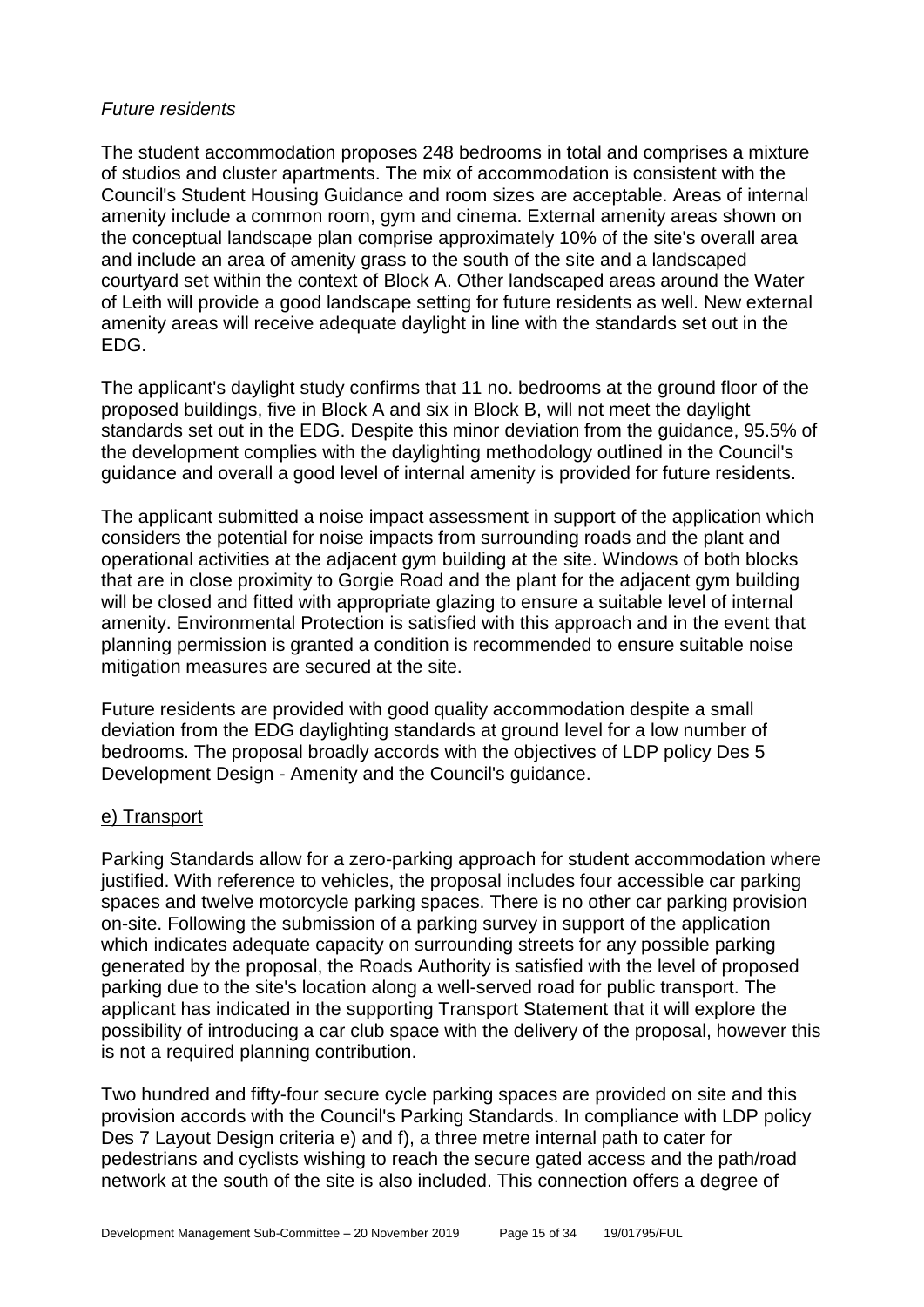*Future residents*

The student accommodation proposes 248 bedrooms in total and comprises a mixture of studios and cluster apartments. The mix of accommodation is consistent with the Council's Student Housing Guidance and room sizes are acceptable. Areas of internal amenity include a common room, gym and cinema. External amenity areas shown on the conceptual landscape plan comprise approximately 10% of the site's overall area and include an area of amenity grass to the south of the site and a landscaped courtyard set within the context of Block A. Other landscaped areas around the Water of Leith will provide a good landscape setting for future residents as well. New external amenity areas will receive adequate daylight in line with the standards set out in the EDG.

The applicant's daylight study confirms that 11 no. bedrooms at the ground floor of the proposed buildings, five in Block A and six in Block B, will not meet the daylight standards set out in the EDG. Despite this minor deviation from the guidance, 95.5% of the development complies with the daylighting methodology outlined in the Council's guidance and overall a good level of internal amenity is provided for future residents.

The applicant submitted a noise impact assessment in support of the application which considers the potential for noise impacts from surrounding roads and the plant and operational activities at the adjacent gym building at the site. Windows of both blocks that are in close proximity to Gorgie Road and the plant for the adjacent gym building will be closed and fitted with appropriate glazing to ensure a suitable level of internal amenity. Environmental Protection is satisfied with this approach and in the event that planning permission is granted a condition is recommended to ensure suitable noise mitigation measures are secured at the site.

Future residents are provided with good quality accommodation despite a small deviation from the EDG daylighting standards at ground level for a low number of bedrooms. The proposal broadly accords with the objectives of LDP policy Des 5 Development Design - Amenity and the Council's guidance.

e) Transport

Parking Standards allow for a zero-parking approach for student accommodation where justified. With reference to vehicles, the proposal includes four accessible car parking spaces and twelve motorcycle parking spaces. There is no other car parking provision on-site. Following the submission of a parking survey in support of the application which indicates adequate capacity on surrounding streets for any possible parking generated by the proposal, the Roads Authority is satisfied with the level of proposed parking due to the site's location along a well-served road for public transport. The applicant has indicated in the supporting Transport Statement that it will explore the possibility of introducing a car club space with the delivery of the proposal, however this is not a required planning contribution.

Two hundred and fifty-four secure cycle parking spaces are provided on site and this provision accords with the Council's Parking Standards. In compliance with LDP policy Des 7 Layout Design criteria e) and f), a three metre internal path to cater for pedestrians and cyclists wishing to reach the secure gated access and the path/road network at the south of the site is also included. This connection offers a degree of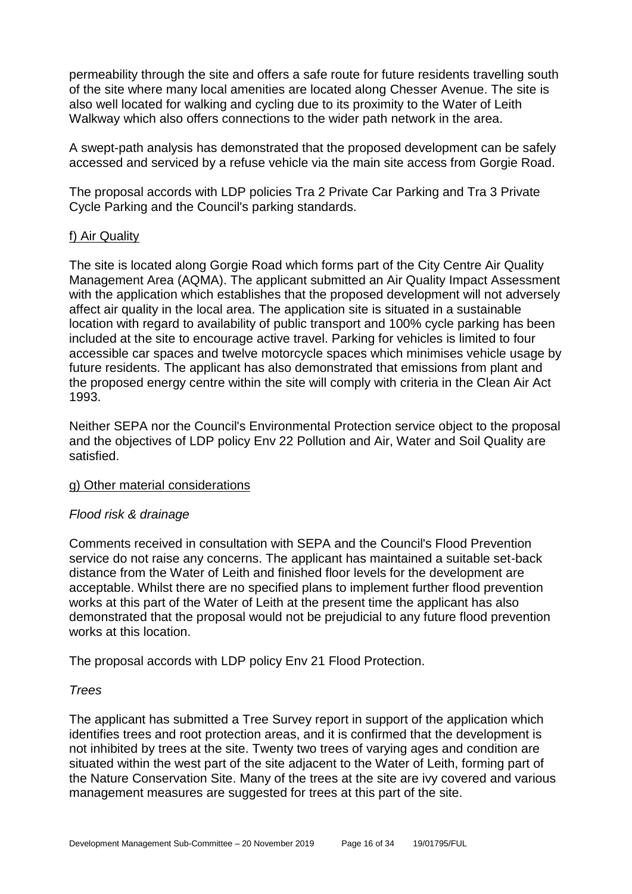permeability through the site and offers a safe route for future residents travelling south of the site where many local amenities are located along Chesser Avenue. The site is also well located for walking and cycling due to its proximity to the Water of Leith Walkway which also offers connections to the wider path network in the area.

A swept-path analysis has demonstrated that the proposed development can be safely accessed and serviced by a refuse vehicle via the main site access from Gorgie Road.

The proposal accords with LDP policies Tra 2 Private Car Parking and Tra 3 Private Cycle Parking and the Council's parking standards.

f) Air Quality

The site is located along Gorgie Road which forms part of the City Centre Air Quality Management Area (AQMA). The applicant submitted an Air Quality Impact Assessment with the application which establishes that the proposed development will not adversely affect air quality in the local area. The application site is situated in a sustainable location with regard to availability of public transport and 100% cycle parking has been included at the site to encourage active travel. Parking for vehicles is limited to four accessible car spaces and twelve motorcycle spaces which minimises vehicle usage by future residents. The applicant has also demonstrated that emissions from plant and the proposed energy centre within the site will comply with criteria in the Clean Air Act 1993.

Neither SEPA nor the Council's Environmental Protection service object to the proposal and the objectives of LDP policy Env 22 Pollution and Air, Water and Soil Quality are satisfied.

g) Other material considerations

*Flood risk & drainage*

Comments received in consultation with SEPA and the Council's Flood Prevention service do not raise any concerns. The applicant has maintained a suitable set-back distance from the Water of Leith and finished floor levels for the development are acceptable. Whilst there are no specified plans to implement further flood prevention works at this part of the Water of Leith at the present time the applicant has also demonstrated that the proposal would not be prejudicial to any future flood prevention works at this location.

The proposal accords with LDP policy Env 21 Flood Protection.

*Trees*

The applicant has submitted a Tree Survey report in support of the application which identifies trees and root protection areas, and it is confirmed that the development is not inhibited by trees at the site. Twenty two trees of varying ages and condition are situated within the west part of the site adjacent to the Water of Leith, forming part of the Nature Conservation Site. Many of the trees at the site are ivy covered and various management measures are suggested for trees at this part of the site.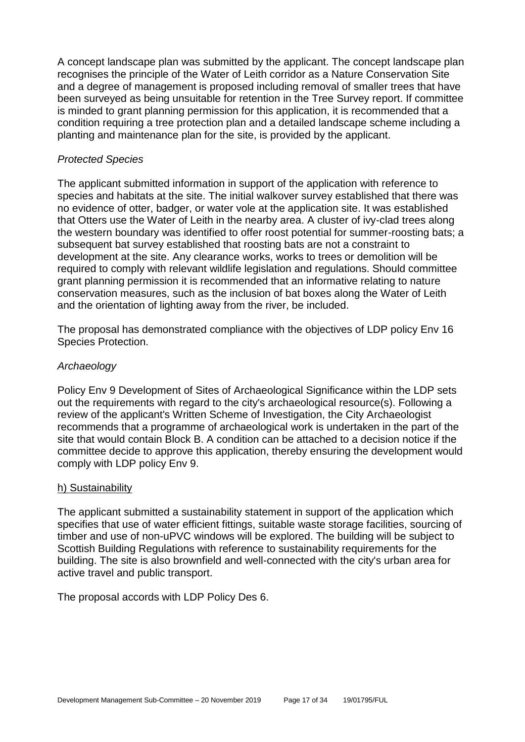A concept landscape plan was submitted by the applicant. The concept landscape plan recognises the principle of the Water of Leith corridor as a Nature Conservation Site and a degree of management is proposed including removal of smaller trees that have been surveyed as being unsuitable for retention in the Tree Survey report. If committee is minded to grant planning permission for this application, it is recommended that a condition requiring a tree protection plan and a detailed landscape scheme including a planting and maintenance plan for the site, is provided by the applicant.

*Protected Species*

The applicant submitted information in support of the application with reference to species and habitats at the site. The initial walkover survey established that there was no evidence of otter, badger, or water vole at the application site. It was established that Otters use the Water of Leith in the nearby area. A cluster of ivy-clad trees along the western boundary was identified to offer roost potential for summer-roosting bats; a subsequent bat survey established that roosting bats are not a constraint to development at the site. Any clearance works, works to trees or demolition will be required to comply with relevant wildlife legislation and regulations. Should committee grant planning permission it is recommended that an informative relating to nature conservation measures, such as the inclusion of bat boxes along the Water of Leith and the orientation of lighting away from the river, be included.

The proposal has demonstrated compliance with the objectives of LDP policy Env 16 Species Protection.

*Archaeology*

Policy Env 9 Development of Sites of Archaeological Significance within the LDP sets out the requirements with regard to the city's archaeological resource(s). Following a review of the applicant's Written Scheme of Investigation, the City Archaeologist recommends that a programme of archaeological work is undertaken in the part of the site that would contain Block B. A condition can be attached to a decision notice if the committee decide to approve this application, thereby ensuring the development would comply with LDP policy Env 9.

h) Sustainability

The applicant submitted a sustainability statement in support of the application which specifies that use of water efficient fittings, suitable waste storage facilities, sourcing of timber and use of non-uPVC windows will be explored. The building will be subject to Scottish Building Regulations with reference to sustainability requirements for the building. The site is also brownfield and well-connected with the city's urban area for active travel and public transport.

The proposal accords with LDP Policy Des 6.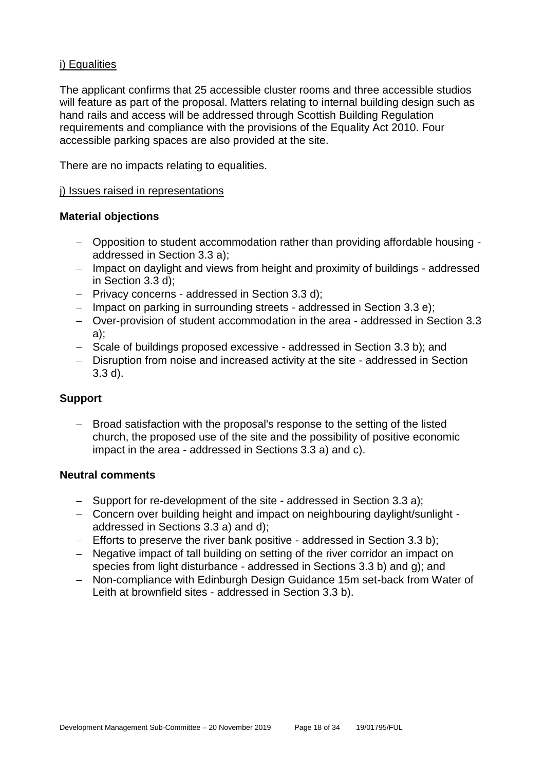i) Equalities

The applicant confirms that 25 accessible cluster rooms and three accessible studios will feature as part of the proposal. Matters relating to internal building design such as hand rails and access will be addressed through Scottish Building Regulation requirements and compliance with the provisions of the Equality Act 2010. Four accessible parking spaces are also provided at the site.

There are no impacts relating to equalities.

j) Issues raised in representations

**Material objections**

- Opposition to student accommodation rather than providing affordable housing - addressed in Section 3.3 a);
- Impact on daylight and views from height and proximity of buildings - addressed in Section 3.3 d);
- Privacy concerns - addressed in Section 3.3 d);
- Impact on parking in surrounding streets - addressed in Section 3.3 e);
- Over-provision of student accommodation in the area - addressed in Section 3.3 a);
- Scale of buildings proposed excessive - addressed in Section 3.3 b); and
- Disruption from noise and increased activity at the site - addressed in Section 3.3 d).

**Support**

- Broad satisfaction with the proposal's response to the setting of the listed church, the proposed use of the site and the possibility of positive economic impact in the area - addressed in Sections 3.3 a) and c).

**Neutral comments**

- Support for re-development of the site - addressed in Section 3.3 a);
- Concern over building height and impact on neighbouring daylight/sunlight - addressed in Sections 3.3 a) and d);
- Efforts to preserve the river bank positive - addressed in Section 3.3 b);
- Negative impact of tall building on setting of the river corridor an impact on species from light disturbance - addressed in Sections 3.3 b) and g); and
- Non-compliance with Edinburgh Design Guidance 15m set-back from Water of Leith at brownfield sites - addressed in Section 3.3 b).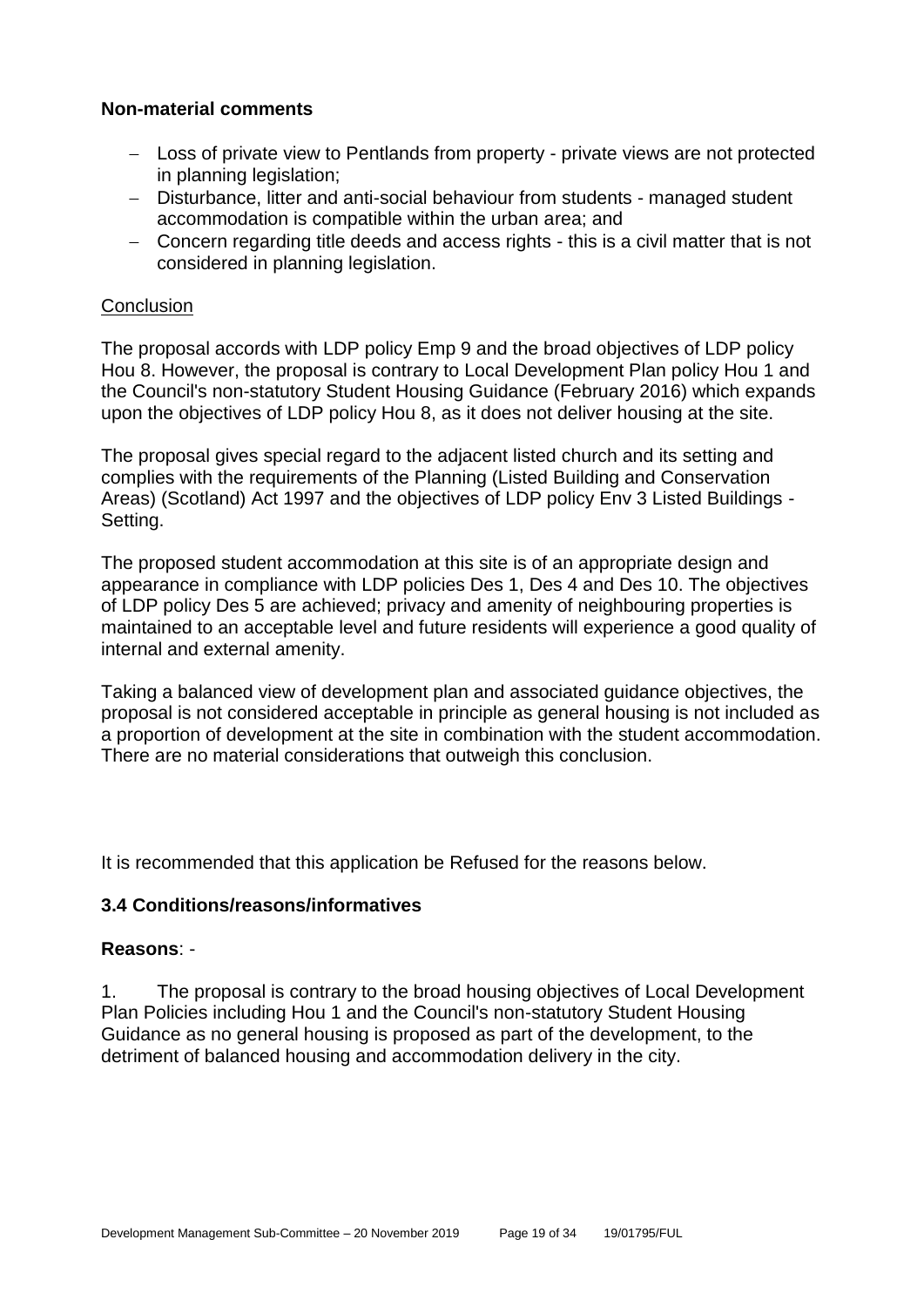**Non-material comments**

- Loss of private view to Pentlands from property - private views are not protected in planning legislation;
- Disturbance, litter and anti-social behaviour from students - managed student accommodation is compatible within the urban area; and
- Concern regarding title deeds and access rights - this is a civil matter that is not considered in planning legislation.

Conclusion

The proposal accords with LDP policy Emp 9 and the broad objectives of LDP policy Hou 8. However, the proposal is contrary to Local Development Plan policy Hou 1 and the Council's non-statutory Student Housing Guidance (February 2016) which expands upon the objectives of LDP policy Hou 8, as it does not deliver housing at the site.

The proposal gives special regard to the adjacent listed church and its setting and complies with the requirements of the Planning (Listed Building and Conservation Areas) (Scotland) Act 1997 and the objectives of LDP policy Env 3 Listed Buildings - Setting.

The proposed student accommodation at this site is of an appropriate design and appearance in compliance with LDP policies Des 1, Des 4 and Des 10. The objectives of LDP policy Des 5 are achieved; privacy and amenity of neighbouring properties is maintained to an acceptable level and future residents will experience a good quality of internal and external amenity.

Taking a balanced view of development plan and associated guidance objectives, the proposal is not considered acceptable in principle as general housing is not included as a proportion of development at the site in combination with the student accommodation. There are no material considerations that outweigh this conclusion.

It is recommended that this application be Refused for the reasons below.

### 3.4 Conditions/reasons/informatives

**Reasons**: -

1. The proposal is contrary to the broad housing objectives of Local Development Plan Policies including Hou 1 and the Council's non-statutory Student Housing Guidance as no general housing is proposed as part of the development, to the detriment of balanced housing and accommodation delivery in the city.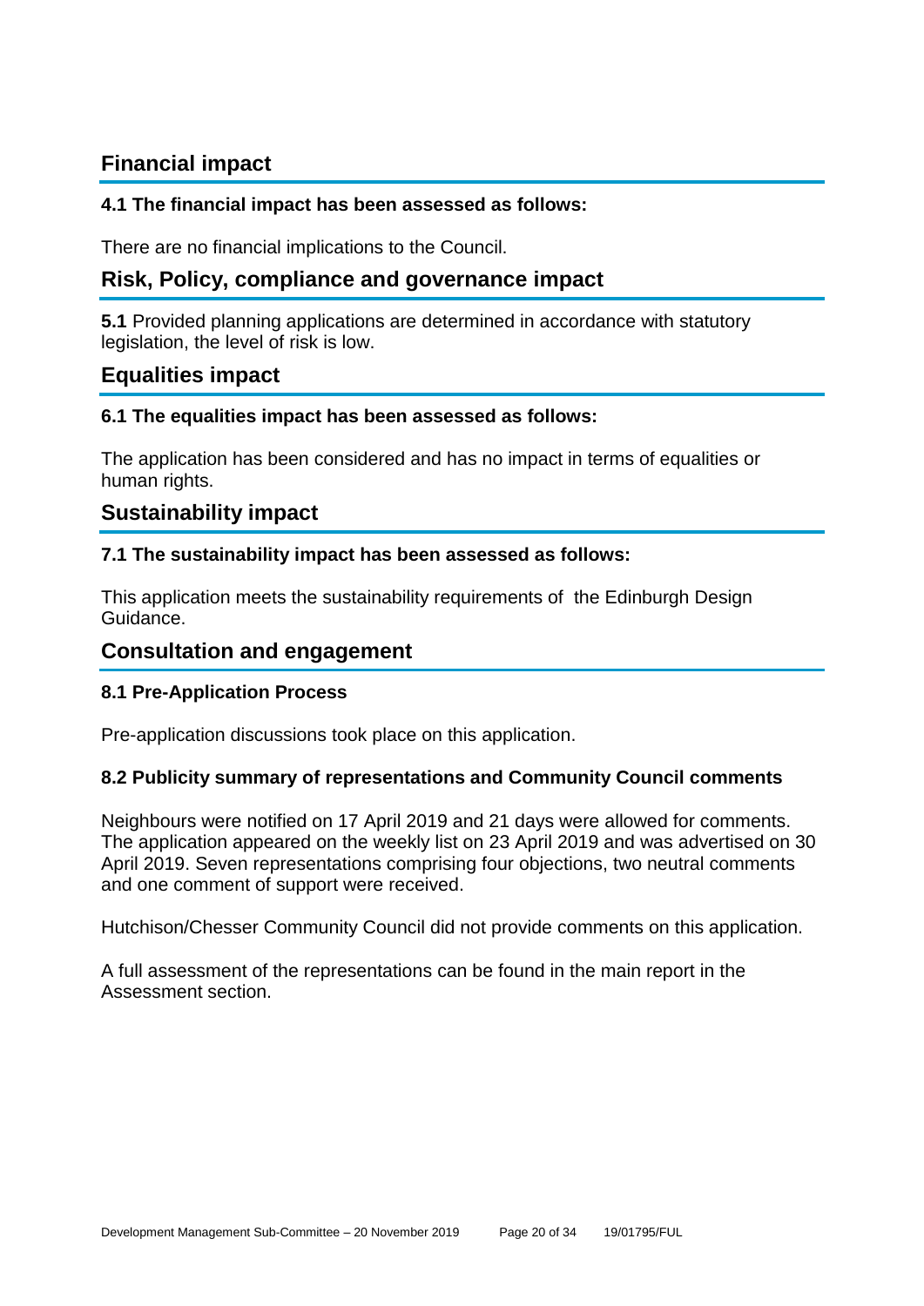## Financial impact

### 4.1 The financial impact has been assessed as follows:

There are no financial implications to the Council.

## Risk, Policy, compliance and governance impact

**5.1** Provided planning applications are determined in accordance with statutory legislation, the level of risk is low.

## Equalities impact

### 6.1 The equalities impact has been assessed as follows:

The application has been considered and has no impact in terms of equalities or human rights.

## Sustainability impact

### 7.1 The sustainability impact has been assessed as follows:

This application meets the sustainability requirements of the Edinburgh Design Guidance.

## Consultation and engagement

### 8.1 Pre-Application Process

Pre-application discussions took place on this application.

### 8.2 Publicity summary of representations and Community Council comments

Neighbours were notified on 17 April 2019 and 21 days were allowed for comments. The application appeared on the weekly list on 23 April 2019 and was advertised on 30 April 2019. Seven representations comprising four objections, two neutral comments and one comment of support were received.

Hutchison/Chesser Community Council did not provide comments on this application.

A full assessment of the representations can be found in the main report in the Assessment section.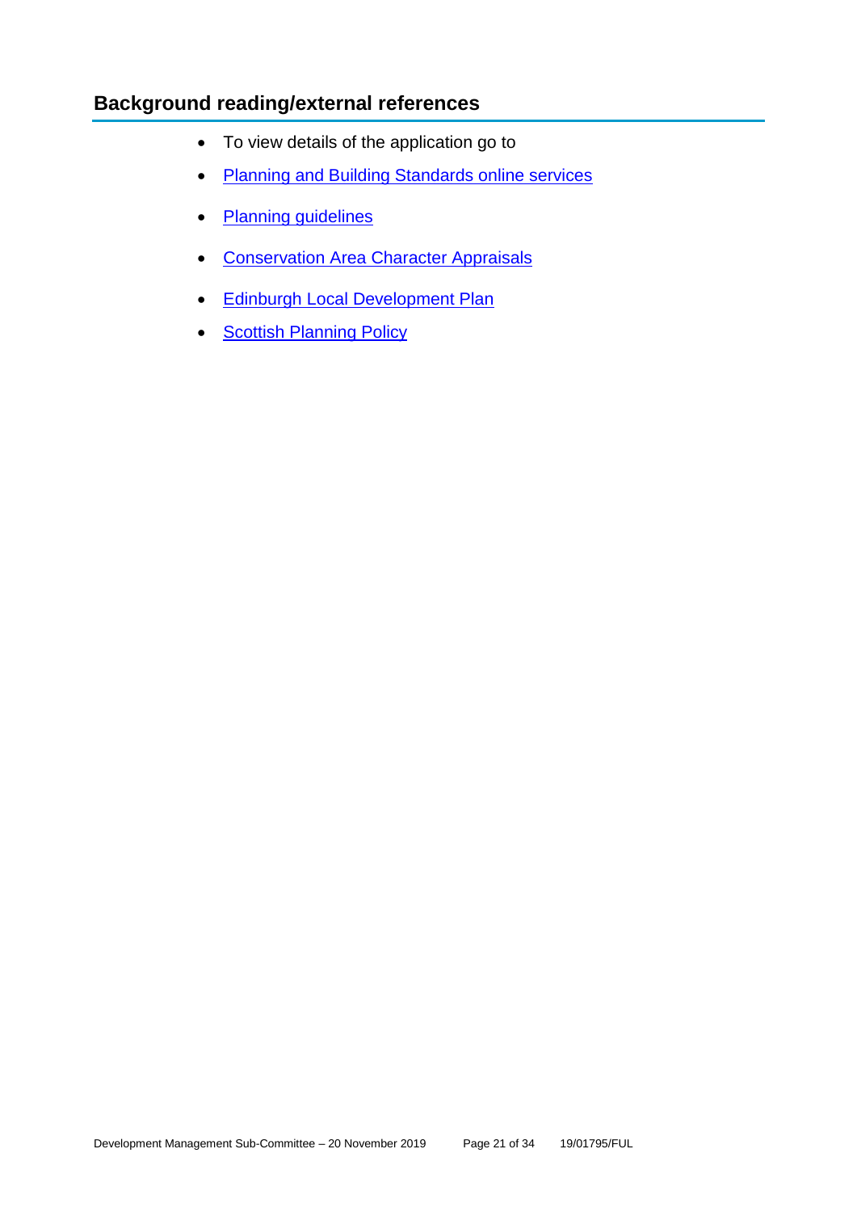## Background reading/external references

- To view details of the application go to
- Planning and Building Standards online services
- Planning guidelines
- Conservation Area Character Appraisals
- Edinburgh Local Development Plan
- Scottish Planning Policy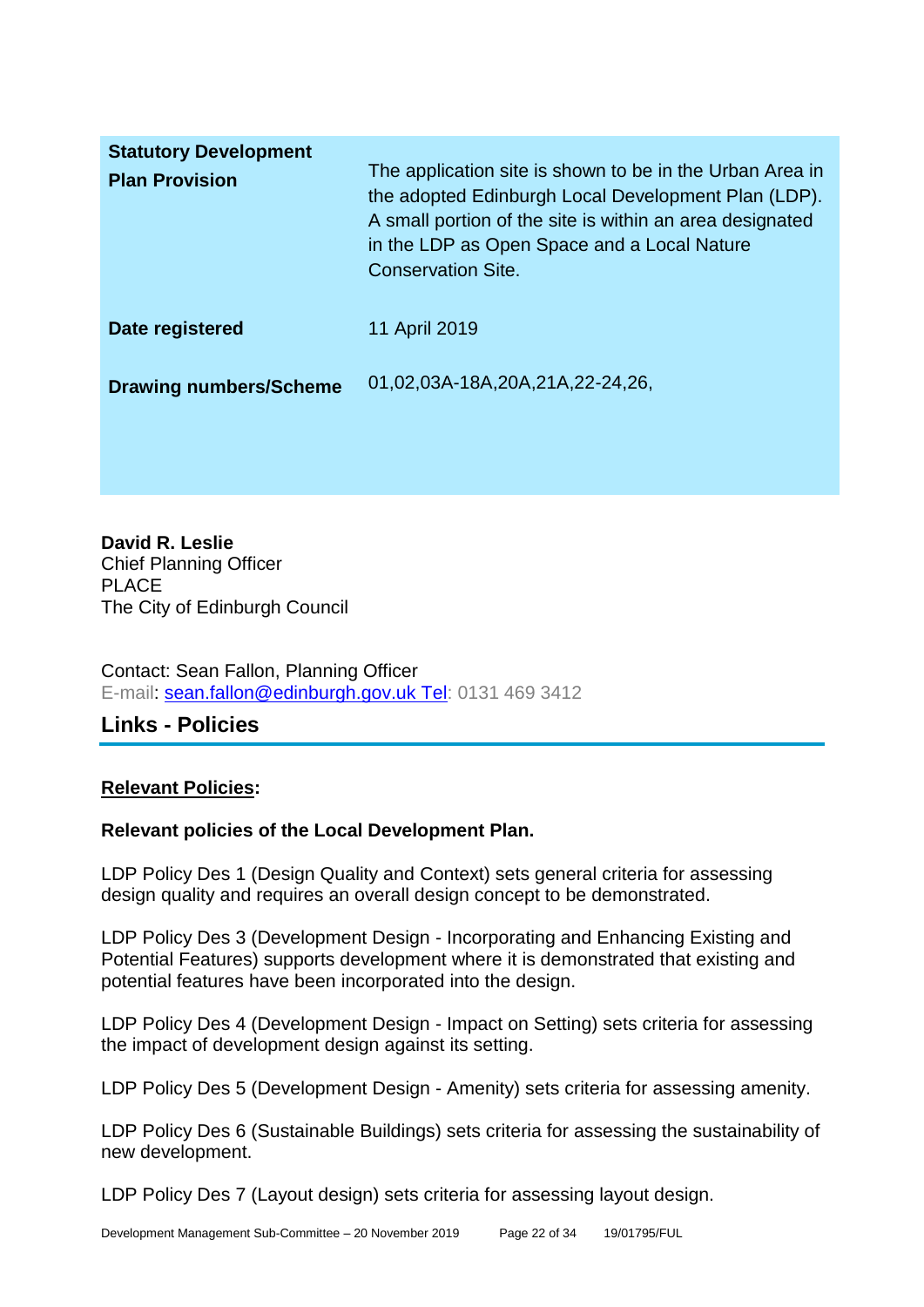| | |
|---|---|
| **Statutory Development Plan Provision** | The application site is shown to be in the Urban Area in the adopted Edinburgh Local Development Plan (LDP). A small portion of the site is within an area designated in the LDP as Open Space and a Local Nature Conservation Site. |
| **Date registered** | 11 April 2019 |
| **Drawing numbers/Scheme** | 01,02,03A-18A,20A,21A,22-24,26, |

**David R. Leslie**
Chief Planning Officer
PLACE
The City of Edinburgh Council

Contact: Sean Fallon, Planning Officer
E-mail: sean.fallon@edinburgh.gov.uk Tel: 0131 469 3412

## Links - Policies

**Relevant Policies:**

**Relevant policies of the Local Development Plan.**

LDP Policy Des 1 (Design Quality and Context) sets general criteria for assessing design quality and requires an overall design concept to be demonstrated.

LDP Policy Des 3 (Development Design - Incorporating and Enhancing Existing and Potential Features) supports development where it is demonstrated that existing and potential features have been incorporated into the design.

LDP Policy Des 4 (Development Design - Impact on Setting) sets criteria for assessing the impact of development design against its setting.

LDP Policy Des 5 (Development Design - Amenity) sets criteria for assessing amenity.

LDP Policy Des 6 (Sustainable Buildings) sets criteria for assessing the sustainability of new development.

LDP Policy Des 7 (Layout design) sets criteria for assessing layout design.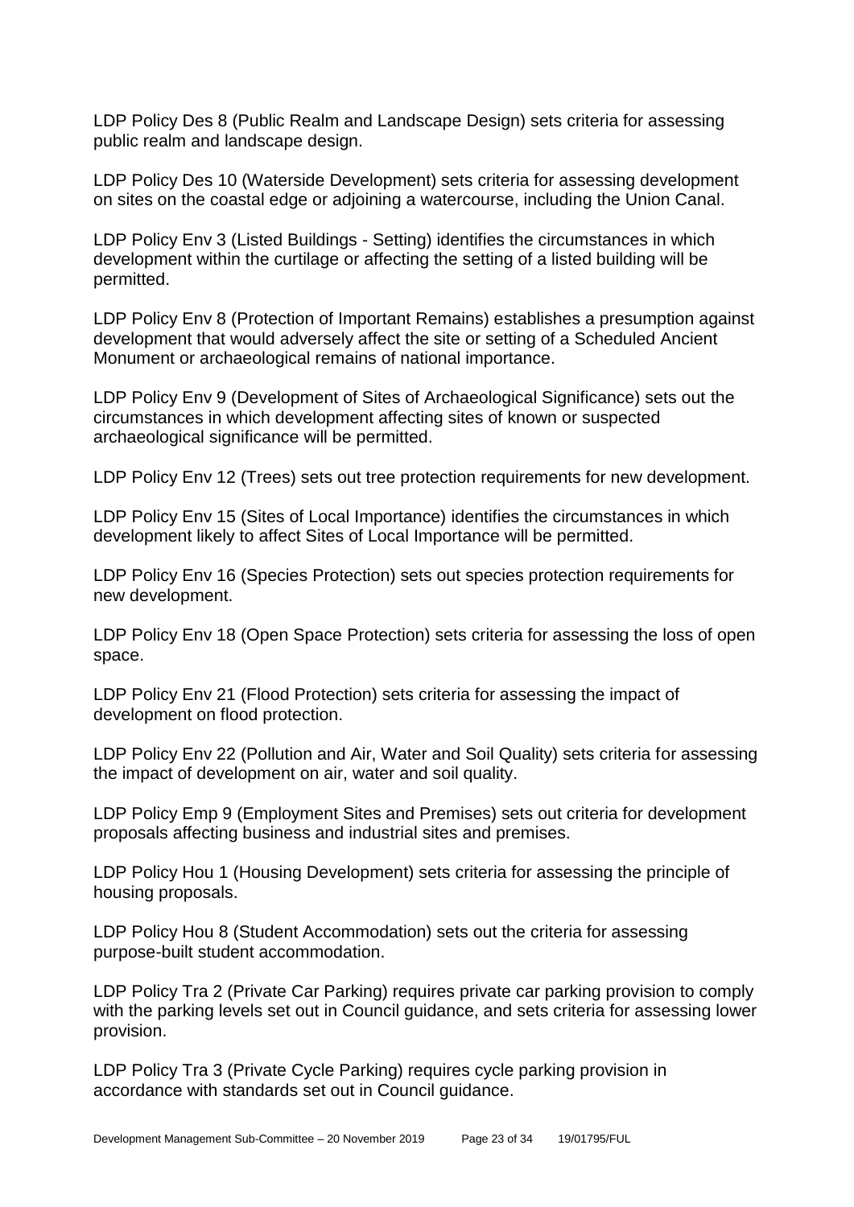LDP Policy Des 8 (Public Realm and Landscape Design) sets criteria for assessing public realm and landscape design.

LDP Policy Des 10 (Waterside Development) sets criteria for assessing development on sites on the coastal edge or adjoining a watercourse, including the Union Canal.

LDP Policy Env 3 (Listed Buildings - Setting) identifies the circumstances in which development within the curtilage or affecting the setting of a listed building will be permitted.

LDP Policy Env 8 (Protection of Important Remains) establishes a presumption against development that would adversely affect the site or setting of a Scheduled Ancient Monument or archaeological remains of national importance.

LDP Policy Env 9 (Development of Sites of Archaeological Significance) sets out the circumstances in which development affecting sites of known or suspected archaeological significance will be permitted.

LDP Policy Env 12 (Trees) sets out tree protection requirements for new development.

LDP Policy Env 15 (Sites of Local Importance) identifies the circumstances in which development likely to affect Sites of Local Importance will be permitted.

LDP Policy Env 16 (Species Protection) sets out species protection requirements for new development.

LDP Policy Env 18 (Open Space Protection) sets criteria for assessing the loss of open space.

LDP Policy Env 21 (Flood Protection) sets criteria for assessing the impact of development on flood protection.

LDP Policy Env 22 (Pollution and Air, Water and Soil Quality) sets criteria for assessing the impact of development on air, water and soil quality.

LDP Policy Emp 9 (Employment Sites and Premises) sets out criteria for development proposals affecting business and industrial sites and premises.

LDP Policy Hou 1 (Housing Development) sets criteria for assessing the principle of housing proposals.

LDP Policy Hou 8 (Student Accommodation) sets out the criteria for assessing purpose-built student accommodation.

LDP Policy Tra 2 (Private Car Parking) requires private car parking provision to comply with the parking levels set out in Council guidance, and sets criteria for assessing lower provision.

LDP Policy Tra 3 (Private Cycle Parking) requires cycle parking provision in accordance with standards set out in Council guidance.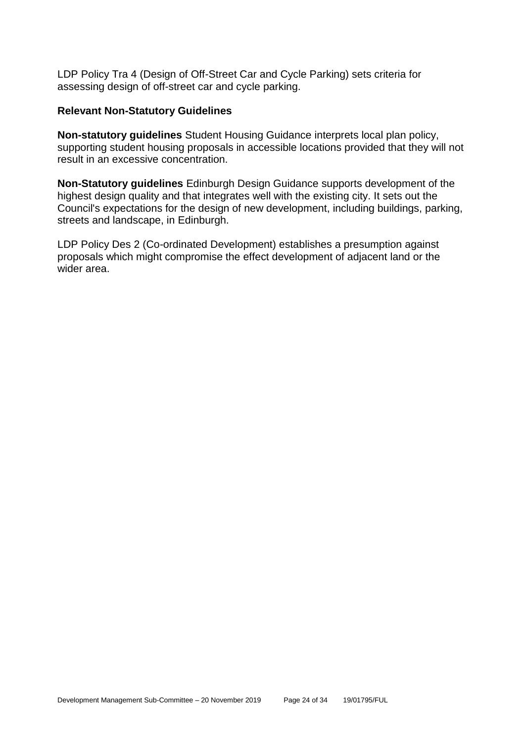LDP Policy Tra 4 (Design of Off-Street Car and Cycle Parking) sets criteria for assessing design of off-street car and cycle parking.

### Relevant Non-Statutory Guidelines

**Non-statutory guidelines** Student Housing Guidance interprets local plan policy, supporting student housing proposals in accessible locations provided that they will not result in an excessive concentration.

**Non-Statutory guidelines** Edinburgh Design Guidance supports development of the highest design quality and that integrates well with the existing city. It sets out the Council's expectations for the design of new development, including buildings, parking, streets and landscape, in Edinburgh.

LDP Policy Des 2 (Co-ordinated Development) establishes a presumption against proposals which might compromise the effect development of adjacent land or the wider area.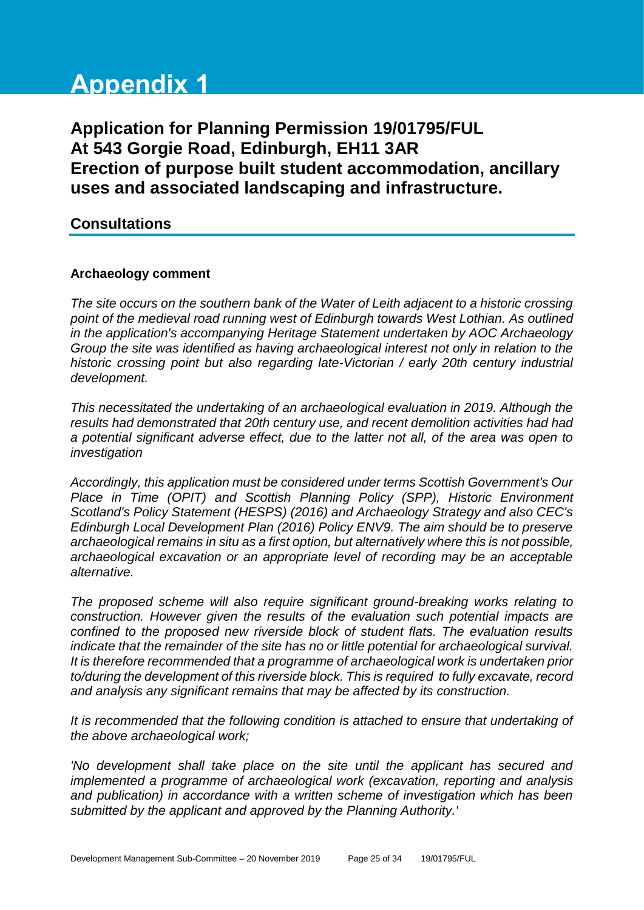# Appendix 1

## Application for Planning Permission 19/01795/FUL At 543 Gorgie Road, Edinburgh, EH11 3AR Erection of purpose built student accommodation, ancillary uses and associated landscaping and infrastructure.

### Consultations

**Archaeology comment**

*The site occurs on the southern bank of the Water of Leith adjacent to a historic crossing point of the medieval road running west of Edinburgh towards West Lothian. As outlined in the application's accompanying Heritage Statement undertaken by AOC Archaeology Group the site was identified as having archaeological interest not only in relation to the historic crossing point but also regarding late-Victorian / early 20th century industrial development.*

*This necessitated the undertaking of an archaeological evaluation in 2019. Although the results had demonstrated that 20th century use, and recent demolition activities had had a potential significant adverse effect, due to the latter not all, of the area was open to investigation*

*Accordingly, this application must be considered under terms Scottish Government's Our Place in Time (OPIT) and Scottish Planning Policy (SPP), Historic Environment Scotland's Policy Statement (HESPS) (2016) and Archaeology Strategy and also CEC's Edinburgh Local Development Plan (2016) Policy ENV9. The aim should be to preserve archaeological remains in situ as a first option, but alternatively where this is not possible, archaeological excavation or an appropriate level of recording may be an acceptable alternative.*

*The proposed scheme will also require significant ground-breaking works relating to construction. However given the results of the evaluation such potential impacts are confined to the proposed new riverside block of student flats. The evaluation results indicate that the remainder of the site has no or little potential for archaeological survival. It is therefore recommended that a programme of archaeological work is undertaken prior to/during the development of this riverside block. This is required to fully excavate, record and analysis any significant remains that may be affected by its construction.*

*It is recommended that the following condition is attached to ensure that undertaking of the above archaeological work;*

*'No development shall take place on the site until the applicant has secured and implemented a programme of archaeological work (excavation, reporting and analysis and publication) in accordance with a written scheme of investigation which has been submitted by the applicant and approved by the Planning Authority.'*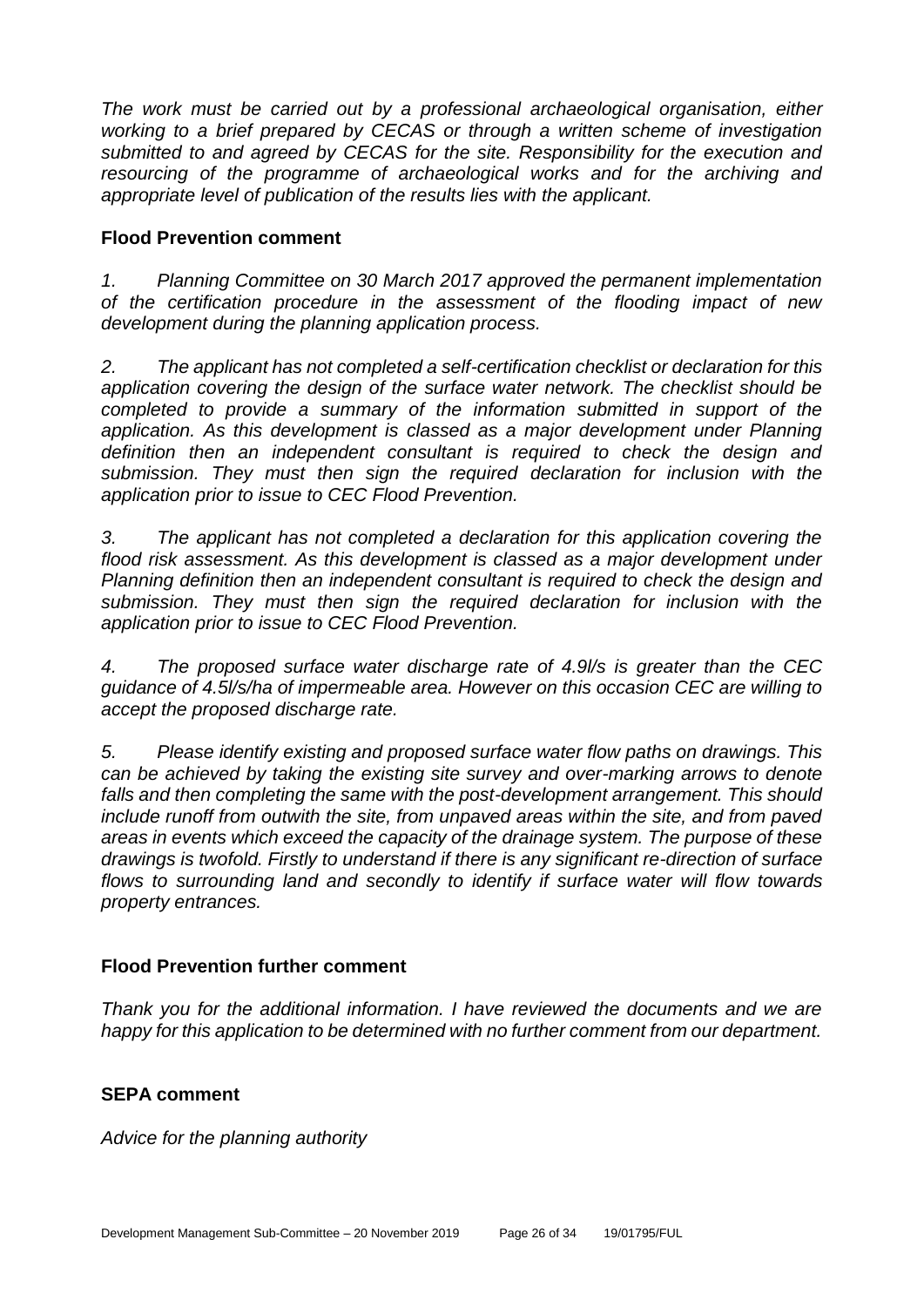*The work must be carried out by a professional archaeological organisation, either working to a brief prepared by CECAS or through a written scheme of investigation submitted to and agreed by CECAS for the site. Responsibility for the execution and resourcing of the programme of archaeological works and for the archiving and appropriate level of publication of the results lies with the applicant.*

**Flood Prevention comment**

*1. Planning Committee on 30 March 2017 approved the permanent implementation of the certification procedure in the assessment of the flooding impact of new development during the planning application process.*

*2. The applicant has not completed a self-certification checklist or declaration for this application covering the design of the surface water network. The checklist should be completed to provide a summary of the information submitted in support of the application. As this development is classed as a major development under Planning definition then an independent consultant is required to check the design and submission. They must then sign the required declaration for inclusion with the application prior to issue to CEC Flood Prevention.*

*3. The applicant has not completed a declaration for this application covering the flood risk assessment. As this development is classed as a major development under Planning definition then an independent consultant is required to check the design and submission. They must then sign the required declaration for inclusion with the application prior to issue to CEC Flood Prevention.*

*4. The proposed surface water discharge rate of 4.9l/s is greater than the CEC guidance of 4.5l/s/ha of impermeable area. However on this occasion CEC are willing to accept the proposed discharge rate.*

*5. Please identify existing and proposed surface water flow paths on drawings. This can be achieved by taking the existing site survey and over-marking arrows to denote falls and then completing the same with the post-development arrangement. This should include runoff from outwith the site, from unpaved areas within the site, and from paved areas in events which exceed the capacity of the drainage system. The purpose of these drawings is twofold. Firstly to understand if there is any significant re-direction of surface flows to surrounding land and secondly to identify if surface water will flow towards property entrances.*

**Flood Prevention further comment**

*Thank you for the additional information. I have reviewed the documents and we are happy for this application to be determined with no further comment from our department.*

**SEPA comment**

*Advice for the planning authority*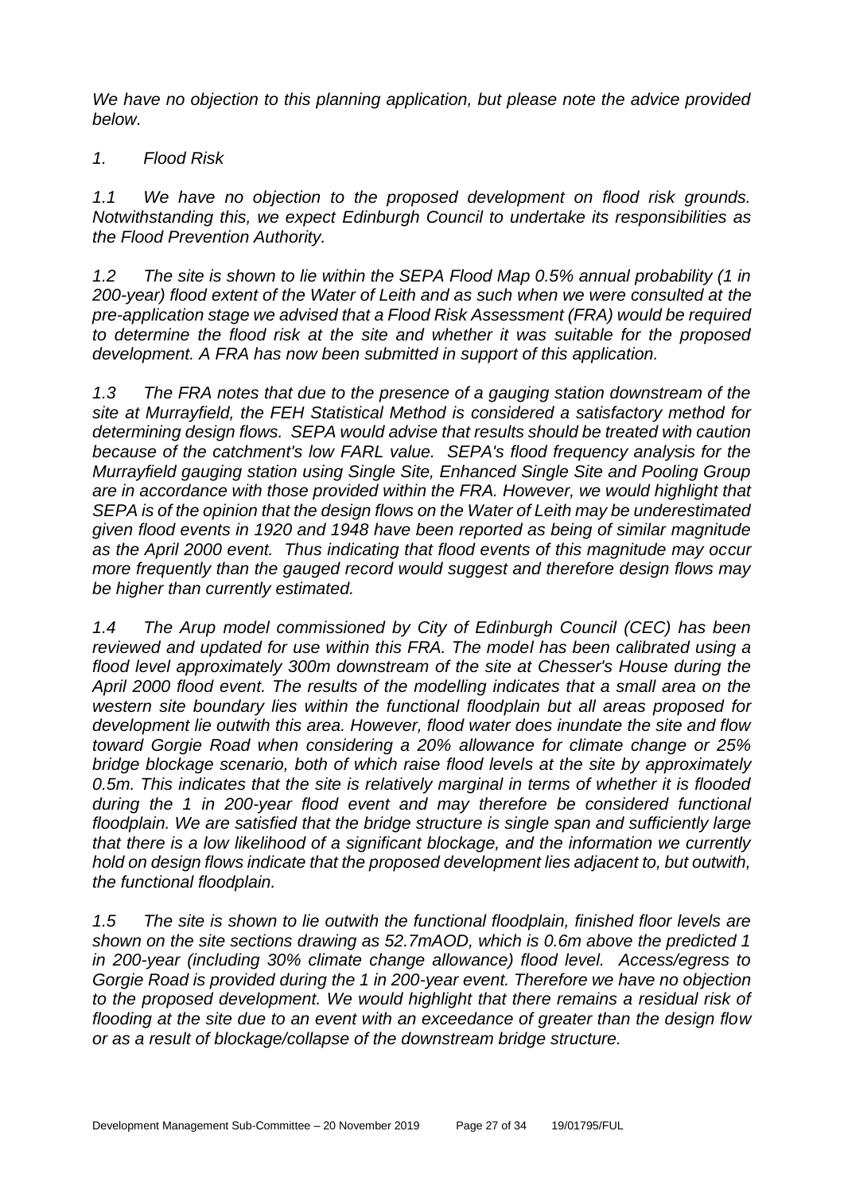*We have no objection to this planning application, but please note the advice provided below.*

*1. Flood Risk*

*1.1 We have no objection to the proposed development on flood risk grounds. Notwithstanding this, we expect Edinburgh Council to undertake its responsibilities as the Flood Prevention Authority.*

*1.2 The site is shown to lie within the SEPA Flood Map 0.5% annual probability (1 in 200-year) flood extent of the Water of Leith and as such when we were consulted at the pre-application stage we advised that a Flood Risk Assessment (FRA) would be required to determine the flood risk at the site and whether it was suitable for the proposed development. A FRA has now been submitted in support of this application.*

*1.3 The FRA notes that due to the presence of a gauging station downstream of the site at Murrayfield, the FEH Statistical Method is considered a satisfactory method for determining design flows. SEPA would advise that results should be treated with caution because of the catchment's low FARL value. SEPA's flood frequency analysis for the Murrayfield gauging station using Single Site, Enhanced Single Site and Pooling Group are in accordance with those provided within the FRA. However, we would highlight that SEPA is of the opinion that the design flows on the Water of Leith may be underestimated given flood events in 1920 and 1948 have been reported as being of similar magnitude as the April 2000 event. Thus indicating that flood events of this magnitude may occur more frequently than the gauged record would suggest and therefore design flows may be higher than currently estimated.*

*1.4 The Arup model commissioned by City of Edinburgh Council (CEC) has been reviewed and updated for use within this FRA. The model has been calibrated using a flood level approximately 300m downstream of the site at Chesser's House during the April 2000 flood event. The results of the modelling indicates that a small area on the western site boundary lies within the functional floodplain but all areas proposed for development lie outwith this area. However, flood water does inundate the site and flow toward Gorgie Road when considering a 20% allowance for climate change or 25% bridge blockage scenario, both of which raise flood levels at the site by approximately 0.5m. This indicates that the site is relatively marginal in terms of whether it is flooded during the 1 in 200-year flood event and may therefore be considered functional floodplain. We are satisfied that the bridge structure is single span and sufficiently large that there is a low likelihood of a significant blockage, and the information we currently hold on design flows indicate that the proposed development lies adjacent to, but outwith, the functional floodplain.*

*1.5 The site is shown to lie outwith the functional floodplain, finished floor levels are shown on the site sections drawing as 52.7mAOD, which is 0.6m above the predicted 1 in 200-year (including 30% climate change allowance) flood level. Access/egress to Gorgie Road is provided during the 1 in 200-year event. Therefore we have no objection to the proposed development. We would highlight that there remains a residual risk of flooding at the site due to an event with an exceedance of greater than the design flow or as a result of blockage/collapse of the downstream bridge structure.*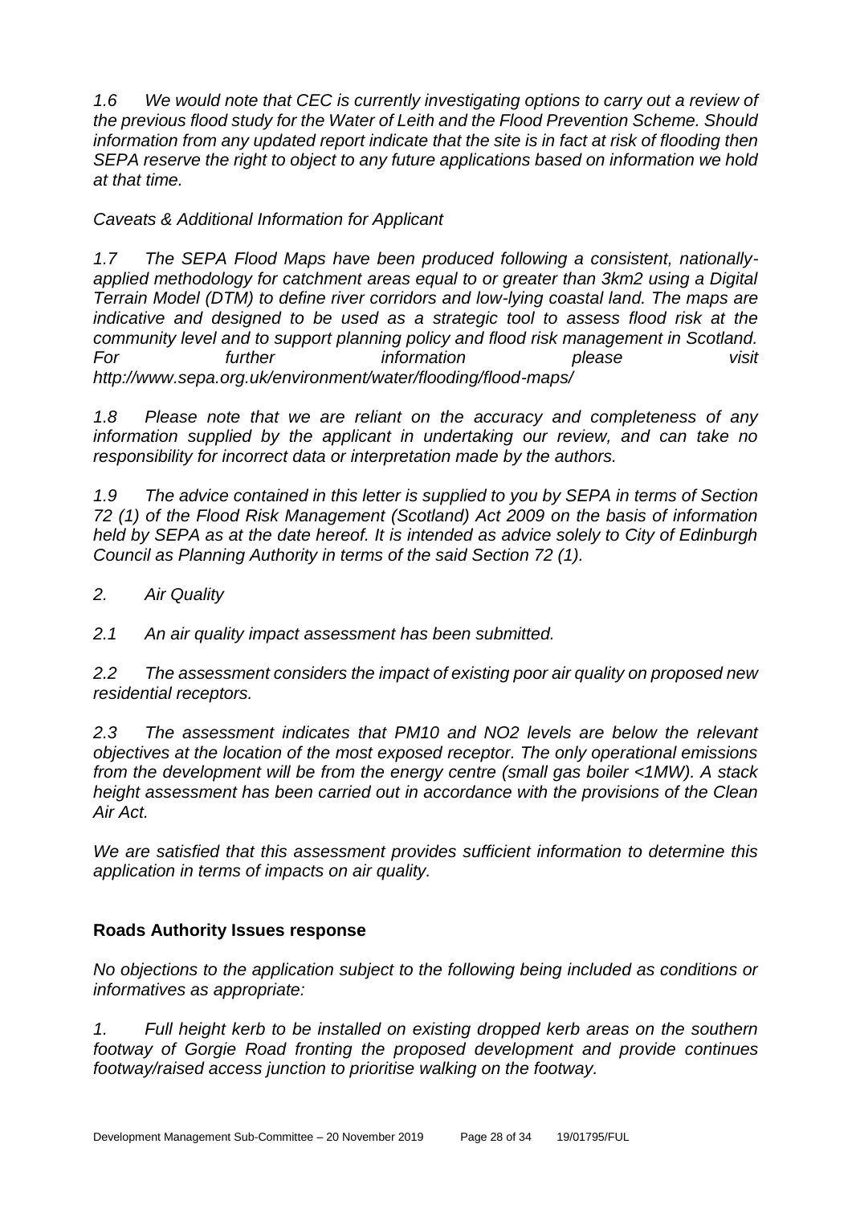*1.6 We would note that CEC is currently investigating options to carry out a review of the previous flood study for the Water of Leith and the Flood Prevention Scheme. Should information from any updated report indicate that the site is in fact at risk of flooding then SEPA reserve the right to object to any future applications based on information we hold at that time.*

*Caveats & Additional Information for Applicant*

*1.7 The SEPA Flood Maps have been produced following a consistent, nationally-applied methodology for catchment areas equal to or greater than 3km2 using a Digital Terrain Model (DTM) to define river corridors and low-lying coastal land. The maps are indicative and designed to be used as a strategic tool to assess flood risk at the community level and to support planning policy and flood risk management in Scotland. For further information please visit http://www.sepa.org.uk/environment/water/flooding/flood-maps/*

*1.8 Please note that we are reliant on the accuracy and completeness of any information supplied by the applicant in undertaking our review, and can take no responsibility for incorrect data or interpretation made by the authors.*

*1.9 The advice contained in this letter is supplied to you by SEPA in terms of Section 72 (1) of the Flood Risk Management (Scotland) Act 2009 on the basis of information held by SEPA as at the date hereof. It is intended as advice solely to City of Edinburgh Council as Planning Authority in terms of the said Section 72 (1).*

*2. Air Quality*

*2.1 An air quality impact assessment has been submitted.*

*2.2 The assessment considers the impact of existing poor air quality on proposed new residential receptors.*

*2.3 The assessment indicates that PM10 and NO2 levels are below the relevant objectives at the location of the most exposed receptor. The only operational emissions from the development will be from the energy centre (small gas boiler <1MW). A stack height assessment has been carried out in accordance with the provisions of the Clean Air Act.*

*We are satisfied that this assessment provides sufficient information to determine this application in terms of impacts on air quality.*

**Roads Authority Issues response**

*No objections to the application subject to the following being included as conditions or informatives as appropriate:*

*1. Full height kerb to be installed on existing dropped kerb areas on the southern footway of Gorgie Road fronting the proposed development and provide continues footway/raised access junction to prioritise walking on the footway.*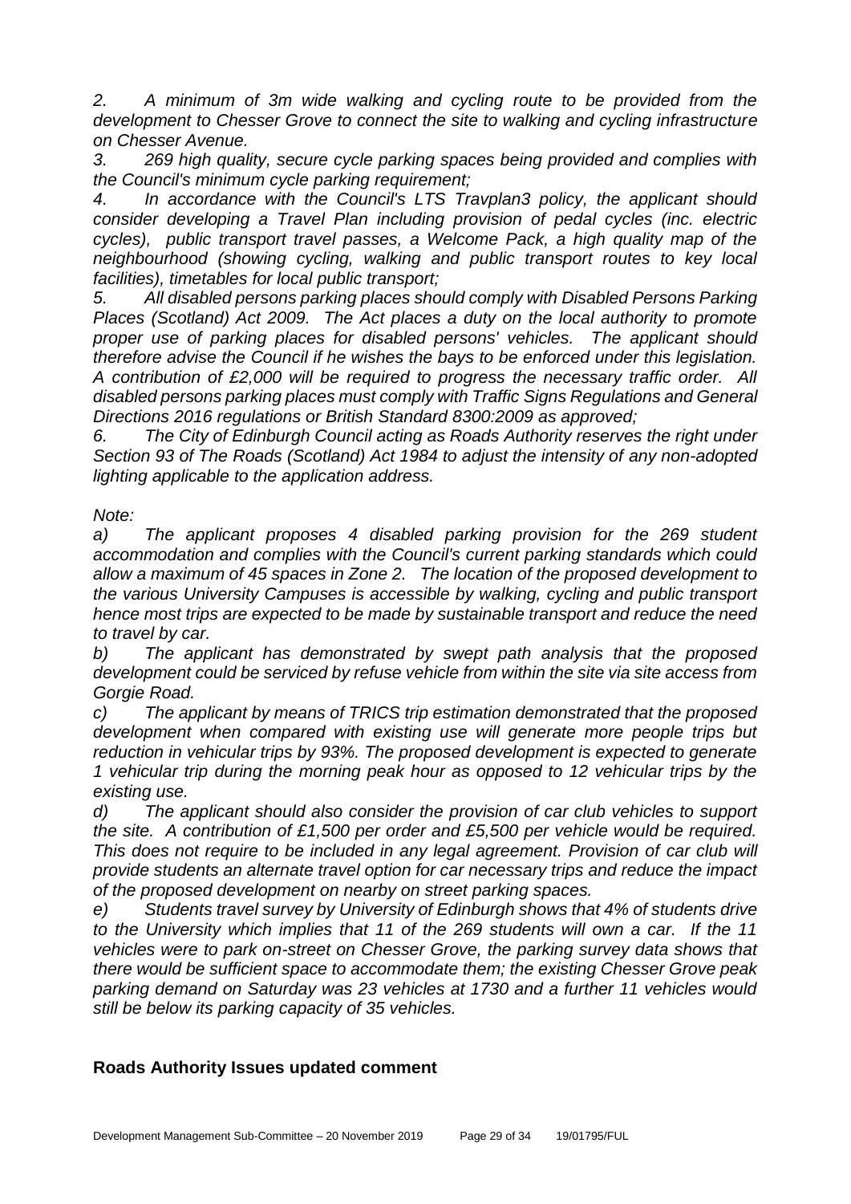*2. A minimum of 3m wide walking and cycling route to be provided from the development to Chesser Grove to connect the site to walking and cycling infrastructure on Chesser Avenue.*

*3. 269 high quality, secure cycle parking spaces being provided and complies with the Council's minimum cycle parking requirement;*

*4. In accordance with the Council's LTS Travplan3 policy, the applicant should consider developing a Travel Plan including provision of pedal cycles (inc. electric cycles), public transport travel passes, a Welcome Pack, a high quality map of the neighbourhood (showing cycling, walking and public transport routes to key local facilities), timetables for local public transport;*

*5. All disabled persons parking places should comply with Disabled Persons Parking Places (Scotland) Act 2009. The Act places a duty on the local authority to promote proper use of parking places for disabled persons' vehicles. The applicant should therefore advise the Council if he wishes the bays to be enforced under this legislation. A contribution of £2,000 will be required to progress the necessary traffic order. All disabled persons parking places must comply with Traffic Signs Regulations and General Directions 2016 regulations or British Standard 8300:2009 as approved;*

*6. The City of Edinburgh Council acting as Roads Authority reserves the right under Section 93 of The Roads (Scotland) Act 1984 to adjust the intensity of any non-adopted lighting applicable to the application address.*

*Note:*

*a) The applicant proposes 4 disabled parking provision for the 269 student accommodation and complies with the Council's current parking standards which could allow a maximum of 45 spaces in Zone 2. The location of the proposed development to the various University Campuses is accessible by walking, cycling and public transport hence most trips are expected to be made by sustainable transport and reduce the need to travel by car.*

*b) The applicant has demonstrated by swept path analysis that the proposed development could be serviced by refuse vehicle from within the site via site access from Gorgie Road.*

*c) The applicant by means of TRICS trip estimation demonstrated that the proposed development when compared with existing use will generate more people trips but reduction in vehicular trips by 93%. The proposed development is expected to generate 1 vehicular trip during the morning peak hour as opposed to 12 vehicular trips by the existing use.*

*d) The applicant should also consider the provision of car club vehicles to support the site. A contribution of £1,500 per order and £5,500 per vehicle would be required. This does not require to be included in any legal agreement. Provision of car club will provide students an alternate travel option for car necessary trips and reduce the impact of the proposed development on nearby on street parking spaces.*

*e) Students travel survey by University of Edinburgh shows that 4% of students drive to the University which implies that 11 of the 269 students will own a car. If the 11 vehicles were to park on-street on Chesser Grove, the parking survey data shows that there would be sufficient space to accommodate them; the existing Chesser Grove peak parking demand on Saturday was 23 vehicles at 1730 and a further 11 vehicles would still be below its parking capacity of 35 vehicles.*

## Roads Authority Issues updated comment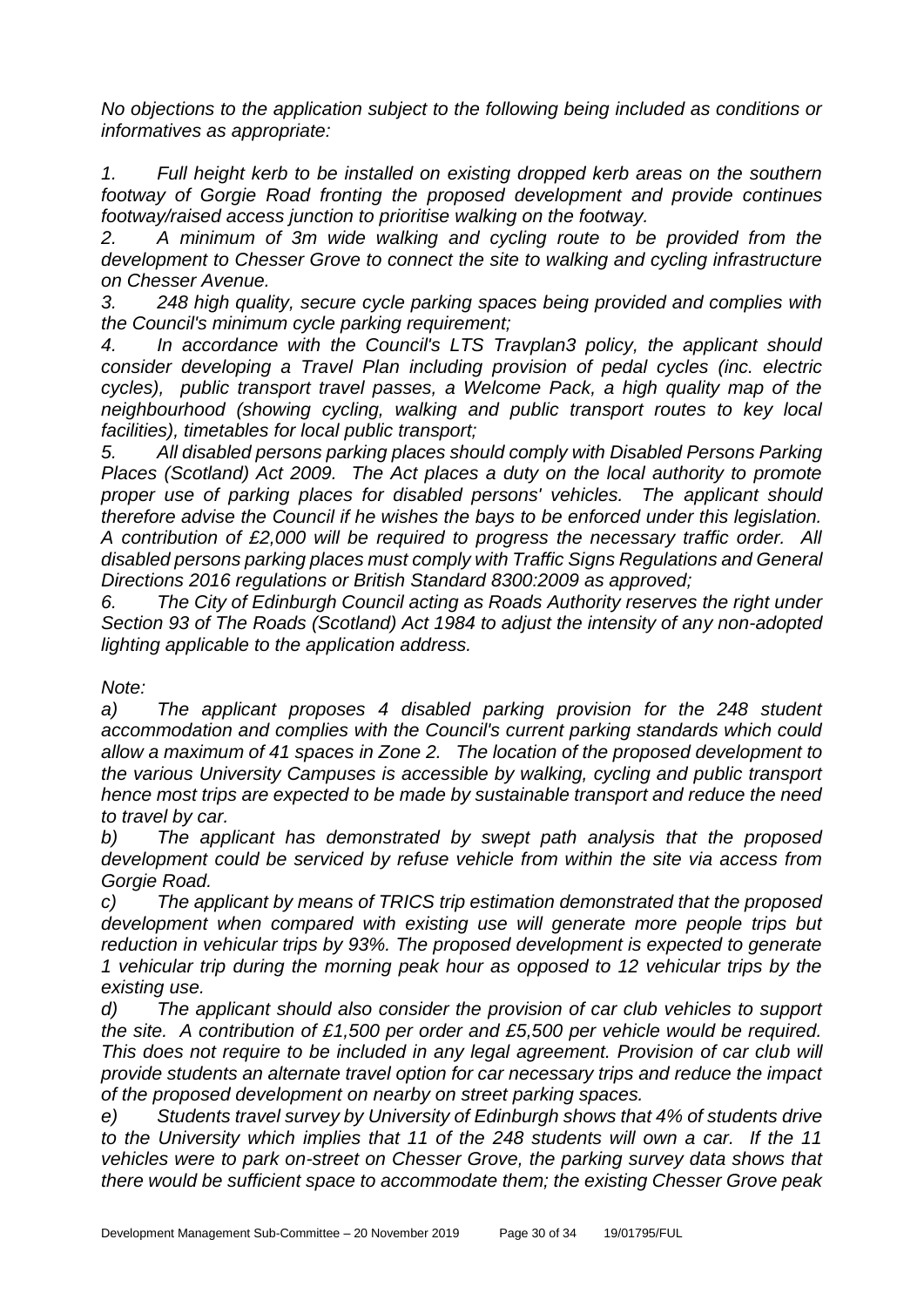*No objections to the application subject to the following being included as conditions or informatives as appropriate:*

*1. Full height kerb to be installed on existing dropped kerb areas on the southern footway of Gorgie Road fronting the proposed development and provide continues footway/raised access junction to prioritise walking on the footway.*

*2. A minimum of 3m wide walking and cycling route to be provided from the development to Chesser Grove to connect the site to walking and cycling infrastructure on Chesser Avenue.*

*3. 248 high quality, secure cycle parking spaces being provided and complies with the Council's minimum cycle parking requirement;*

*4. In accordance with the Council's LTS Travplan3 policy, the applicant should consider developing a Travel Plan including provision of pedal cycles (inc. electric cycles), public transport travel passes, a Welcome Pack, a high quality map of the neighbourhood (showing cycling, walking and public transport routes to key local facilities), timetables for local public transport;*

*5. All disabled persons parking places should comply with Disabled Persons Parking Places (Scotland) Act 2009. The Act places a duty on the local authority to promote proper use of parking places for disabled persons' vehicles. The applicant should therefore advise the Council if he wishes the bays to be enforced under this legislation. A contribution of £2,000 will be required to progress the necessary traffic order. All disabled persons parking places must comply with Traffic Signs Regulations and General Directions 2016 regulations or British Standard 8300:2009 as approved;*

*6. The City of Edinburgh Council acting as Roads Authority reserves the right under Section 93 of The Roads (Scotland) Act 1984 to adjust the intensity of any non-adopted lighting applicable to the application address.*

*Note:*

*a) The applicant proposes 4 disabled parking provision for the 248 student accommodation and complies with the Council's current parking standards which could allow a maximum of 41 spaces in Zone 2. The location of the proposed development to the various University Campuses is accessible by walking, cycling and public transport hence most trips are expected to be made by sustainable transport and reduce the need to travel by car.*

*b) The applicant has demonstrated by swept path analysis that the proposed development could be serviced by refuse vehicle from within the site via access from Gorgie Road.*

*c) The applicant by means of TRICS trip estimation demonstrated that the proposed development when compared with existing use will generate more people trips but reduction in vehicular trips by 93%. The proposed development is expected to generate 1 vehicular trip during the morning peak hour as opposed to 12 vehicular trips by the existing use.*

*d) The applicant should also consider the provision of car club vehicles to support the site. A contribution of £1,500 per order and £5,500 per vehicle would be required. This does not require to be included in any legal agreement. Provision of car club will provide students an alternate travel option for car necessary trips and reduce the impact of the proposed development on nearby on street parking spaces.*

*e) Students travel survey by University of Edinburgh shows that 4% of students drive to the University which implies that 11 of the 248 students will own a car. If the 11 vehicles were to park on-street on Chesser Grove, the parking survey data shows that there would be sufficient space to accommodate them; the existing Chesser Grove peak*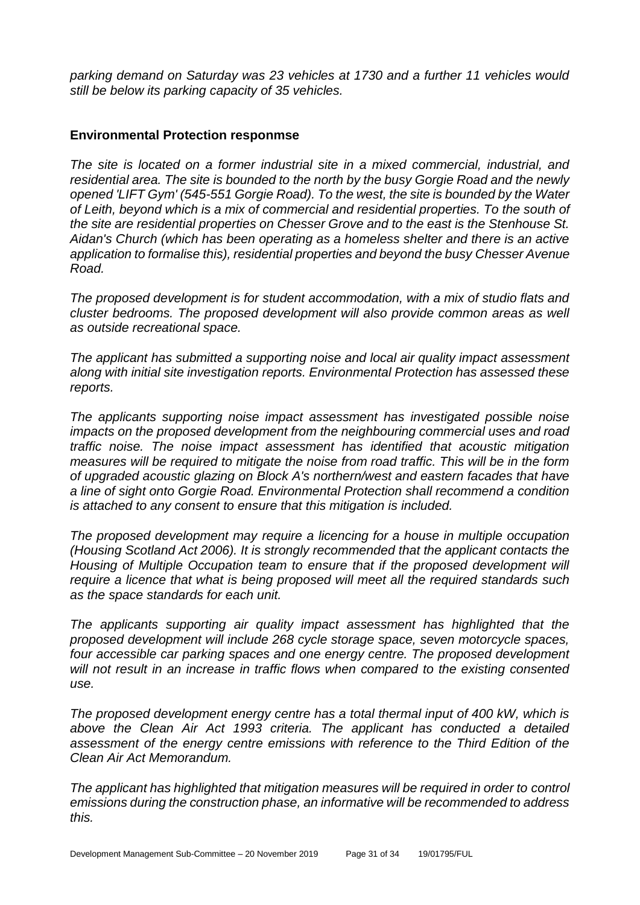*parking demand on Saturday was 23 vehicles at 1730 and a further 11 vehicles would still be below its parking capacity of 35 vehicles.*

**Environmental Protection responmse**

*The site is located on a former industrial site in a mixed commercial, industrial, and residential area. The site is bounded to the north by the busy Gorgie Road and the newly opened 'LIFT Gym' (545-551 Gorgie Road). To the west, the site is bounded by the Water of Leith, beyond which is a mix of commercial and residential properties. To the south of the site are residential properties on Chesser Grove and to the east is the Stenhouse St. Aidan's Church (which has been operating as a homeless shelter and there is an active application to formalise this), residential properties and beyond the busy Chesser Avenue Road.*

*The proposed development is for student accommodation, with a mix of studio flats and cluster bedrooms. The proposed development will also provide common areas as well as outside recreational space.*

*The applicant has submitted a supporting noise and local air quality impact assessment along with initial site investigation reports. Environmental Protection has assessed these reports.*

*The applicants supporting noise impact assessment has investigated possible noise impacts on the proposed development from the neighbouring commercial uses and road traffic noise. The noise impact assessment has identified that acoustic mitigation measures will be required to mitigate the noise from road traffic. This will be in the form of upgraded acoustic glazing on Block A's northern/west and eastern facades that have a line of sight onto Gorgie Road. Environmental Protection shall recommend a condition is attached to any consent to ensure that this mitigation is included.*

*The proposed development may require a licencing for a house in multiple occupation (Housing Scotland Act 2006). It is strongly recommended that the applicant contacts the Housing of Multiple Occupation team to ensure that if the proposed development will require a licence that what is being proposed will meet all the required standards such as the space standards for each unit.*

*The applicants supporting air quality impact assessment has highlighted that the proposed development will include 268 cycle storage space, seven motorcycle spaces, four accessible car parking spaces and one energy centre. The proposed development will not result in an increase in traffic flows when compared to the existing consented use.*

*The proposed development energy centre has a total thermal input of 400 kW, which is above the Clean Air Act 1993 criteria. The applicant has conducted a detailed assessment of the energy centre emissions with reference to the Third Edition of the Clean Air Act Memorandum.*

*The applicant has highlighted that mitigation measures will be required in order to control emissions during the construction phase, an informative will be recommended to address this.*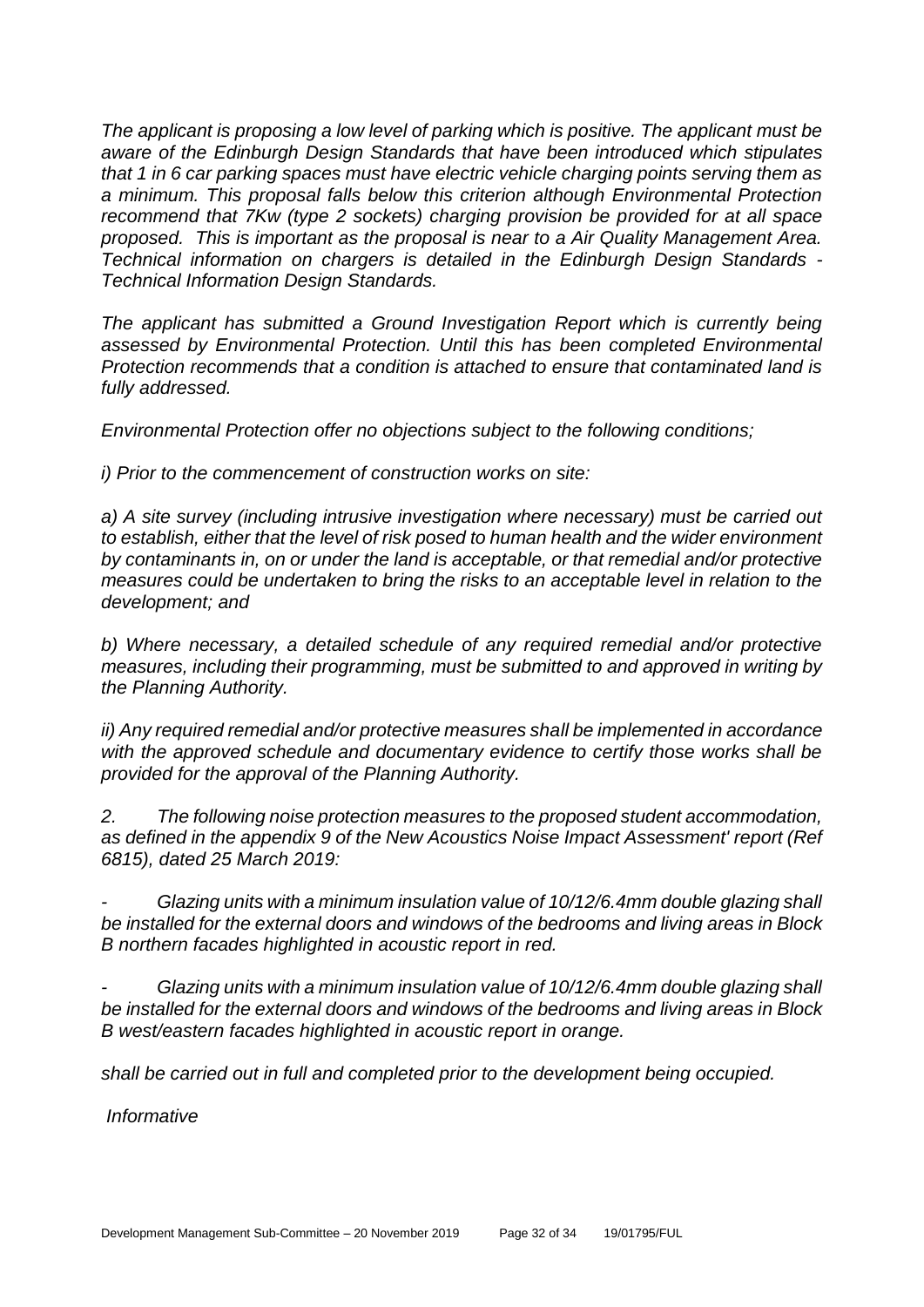*The applicant is proposing a low level of parking which is positive. The applicant must be aware of the Edinburgh Design Standards that have been introduced which stipulates that 1 in 6 car parking spaces must have electric vehicle charging points serving them as a minimum. This proposal falls below this criterion although Environmental Protection recommend that 7Kw (type 2 sockets) charging provision be provided for at all space proposed. This is important as the proposal is near to a Air Quality Management Area. Technical information on chargers is detailed in the Edinburgh Design Standards - Technical Information Design Standards.*

*The applicant has submitted a Ground Investigation Report which is currently being assessed by Environmental Protection. Until this has been completed Environmental Protection recommends that a condition is attached to ensure that contaminated land is fully addressed.*

*Environmental Protection offer no objections subject to the following conditions;*

*i) Prior to the commencement of construction works on site:*

*a) A site survey (including intrusive investigation where necessary) must be carried out to establish, either that the level of risk posed to human health and the wider environment by contaminants in, on or under the land is acceptable, or that remedial and/or protective measures could be undertaken to bring the risks to an acceptable level in relation to the development; and*

*b) Where necessary, a detailed schedule of any required remedial and/or protective measures, including their programming, must be submitted to and approved in writing by the Planning Authority.*

*ii) Any required remedial and/or protective measures shall be implemented in accordance with the approved schedule and documentary evidence to certify those works shall be provided for the approval of the Planning Authority.*

*2. The following noise protection measures to the proposed student accommodation, as defined in the appendix 9 of the New Acoustics Noise Impact Assessment' report (Ref 6815), dated 25 March 2019:*

*- Glazing units with a minimum insulation value of 10/12/6.4mm double glazing shall be installed for the external doors and windows of the bedrooms and living areas in Block B northern facades highlighted in acoustic report in red.*

*- Glazing units with a minimum insulation value of 10/12/6.4mm double glazing shall be installed for the external doors and windows of the bedrooms and living areas in Block B west/eastern facades highlighted in acoustic report in orange.*

*shall be carried out in full and completed prior to the development being occupied.*

*Informative*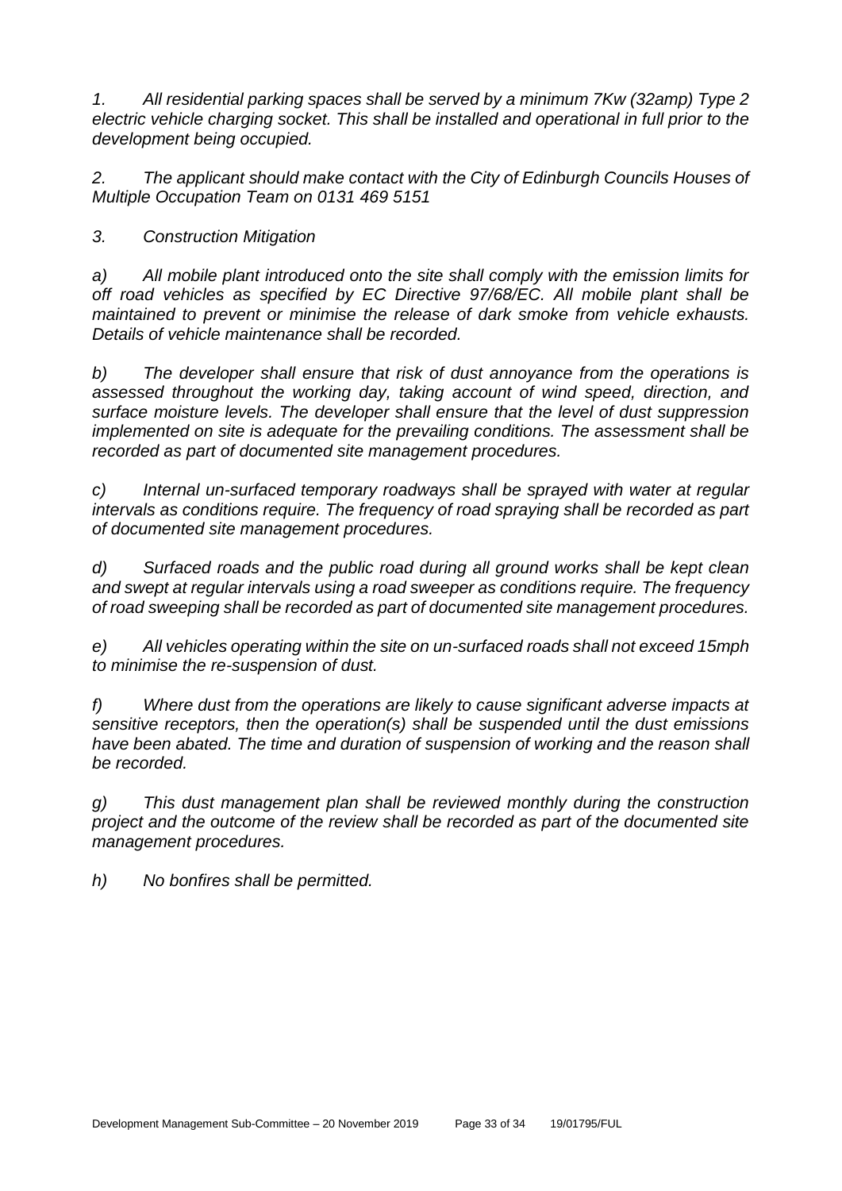*1. All residential parking spaces shall be served by a minimum 7Kw (32amp) Type 2 electric vehicle charging socket. This shall be installed and operational in full prior to the development being occupied.*

*2. The applicant should make contact with the City of Edinburgh Councils Houses of Multiple Occupation Team on 0131 469 5151*

*3. Construction Mitigation*

*a) All mobile plant introduced onto the site shall comply with the emission limits for off road vehicles as specified by EC Directive 97/68/EC. All mobile plant shall be maintained to prevent or minimise the release of dark smoke from vehicle exhausts. Details of vehicle maintenance shall be recorded.*

*b) The developer shall ensure that risk of dust annoyance from the operations is assessed throughout the working day, taking account of wind speed, direction, and surface moisture levels. The developer shall ensure that the level of dust suppression implemented on site is adequate for the prevailing conditions. The assessment shall be recorded as part of documented site management procedures.*

*c) Internal un-surfaced temporary roadways shall be sprayed with water at regular intervals as conditions require. The frequency of road spraying shall be recorded as part of documented site management procedures.*

*d) Surfaced roads and the public road during all ground works shall be kept clean and swept at regular intervals using a road sweeper as conditions require. The frequency of road sweeping shall be recorded as part of documented site management procedures.*

*e) All vehicles operating within the site on un-surfaced roads shall not exceed 15mph to minimise the re-suspension of dust.*

*f) Where dust from the operations are likely to cause significant adverse impacts at sensitive receptors, then the operation(s) shall be suspended until the dust emissions have been abated. The time and duration of suspension of working and the reason shall be recorded.*

*g) This dust management plan shall be reviewed monthly during the construction project and the outcome of the review shall be recorded as part of the documented site management procedures.*

*h) No bonfires shall be permitted.*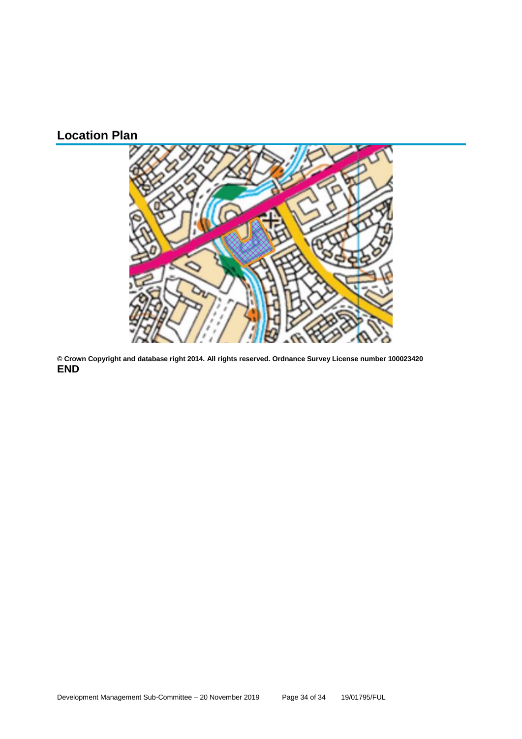## Location Plan

**© Crown Copyright and database right 2014. All rights reserved. Ordnance Survey License number 100023420**

**END**